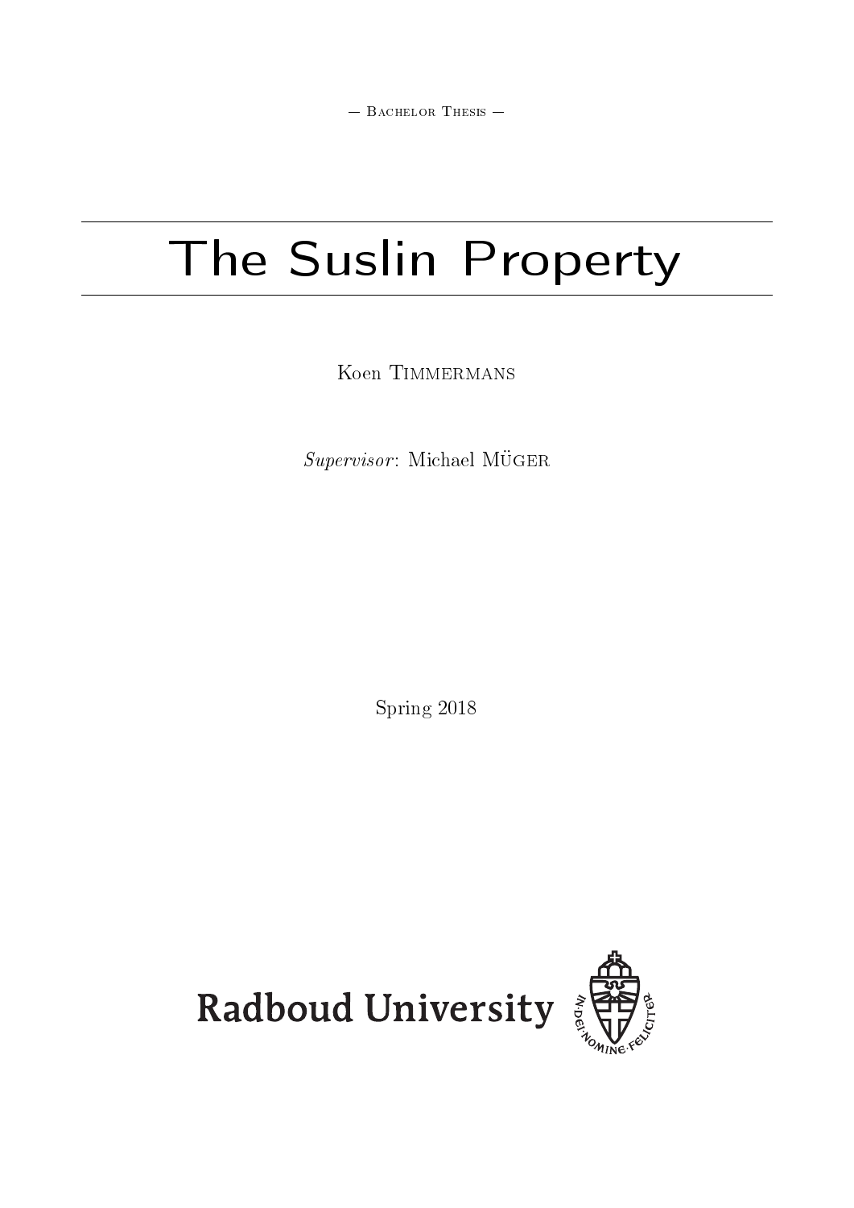— Bachelor Thesis —

# The Suslin Property

Koen Timmermans

*Supervisor*: Michael Müger

Spring 2018

Radboud University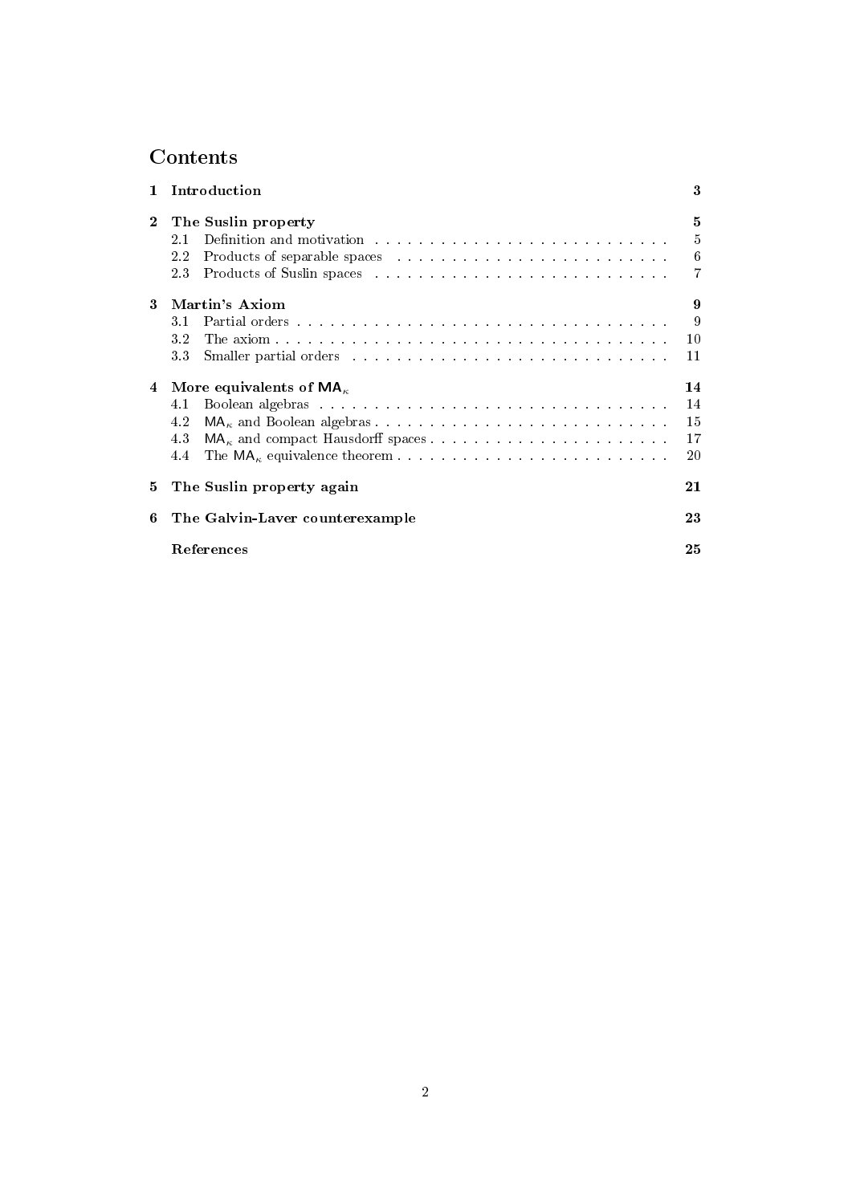# Contents

**1 Introduction** 3

**2 The Suslin property** 5

- 2.1 Definition and motivation . . . . . . . . . . . . . . . . . . . . . . . . . . . 5
- 2.2 Products of separable spaces . . . . . . . . . . . . . . . . . . . . . . . . . 6
- 2.3 Products of Suslin spaces . . . . . . . . . . . . . . . . . . . . . . . . . . . 7

**3 Martin's Axiom** 9

- 3.1 Partial orders . . . . . . . . . . . . . . . . . . . . . . . . . . . . . . . . . 9
- 3.2 The axiom . . . . . . . . . . . . . . . . . . . . . . . . . . . . . . . . . . . 10
- 3.3 Smaller partial orders . . . . . . . . . . . . . . . . . . . . . . . . . . . . . 11

**4 More equivalents of $\mathsf{MA}_\kappa$** 14

- 4.1 Boolean algebras . . . . . . . . . . . . . . . . . . . . . . . . . . . . . . . 14
- 4.2 $\mathsf{MA}_\kappa$ and Boolean algebras . . . . . . . . . . . . . . . . . . . . . . . . . . 15
- 4.3 $\mathsf{MA}_\kappa$ and compact Hausdorff spaces . . . . . . . . . . . . . . . . . . . . . . 17
- 4.4 The $\mathsf{MA}_\kappa$ equivalence theorem . . . . . . . . . . . . . . . . . . . . . . . . . 20

**5 The Suslin property again** 21

**6 The Galvin-Laver counterexample** 23

**References** 25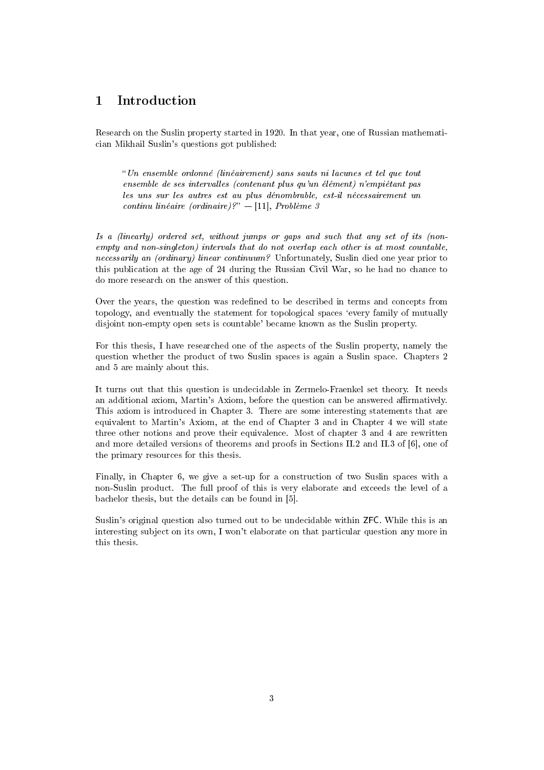# 1 Introduction

Research on the Suslin property started in 1920. In that year, one of Russian mathematician Mikhail Suslin's questions got published:

> "*Un ensemble ordonné (linéairement) sans sauts ni lacunes et tel que tout ensemble de ses intervalles (contenant plus qu'un élément) n'empiétant pas les uns sur les autres est au plus dénombrable, est-il nécessairement un continu linéaire (ordinaire)?*" — [11], *Problème 3*

*Is a (linearly) ordered set, without jumps or gaps and such that any set of its (non-empty and non-singleton) intervals that do not overlap each other is at most countable, necessarily an (ordinary) linear continuum?* Unfortunately, Suslin died one year prior to this publication at the age of 24 during the Russian Civil War, so he had no chance to do more research on the answer of this question.

Over the years, the question was redefined to be described in terms and concepts from topology, and eventually the statement for topological spaces 'every family of mutually disjoint non-empty open sets is countable' became known as the Suslin property.

For this thesis, I have researched one of the aspects of the Suslin property, namely the question whether the product of two Suslin spaces is again a Suslin space. Chapters 2 and 5 are mainly about this.

It turns out that this question is undecidable in Zermelo-Fraenkel set theory. It needs an additional axiom, Martin's Axiom, before the question can be answered affirmatively. This axiom is introduced in Chapter 3. There are some interesting statements that are equivalent to Martin's Axiom, at the end of Chapter 3 and in Chapter 4 we will state three other notions and prove their equivalence. Most of chapter 3 and 4 are rewritten and more detailed versions of theorems and proofs in Sections II.2 and II.3 of [6], one of the primary resources for this thesis.

Finally, in Chapter 6, we give a set-up for a construction of two Suslin spaces with a non-Suslin product. The full proof of this is very elaborate and exceeds the level of a bachelor thesis, but the details can be found in [5].

Suslin's original question also turned out to be undecidable within ZFC. While this is an interesting subject on its own, I won't elaborate on that particular question any more in this thesis.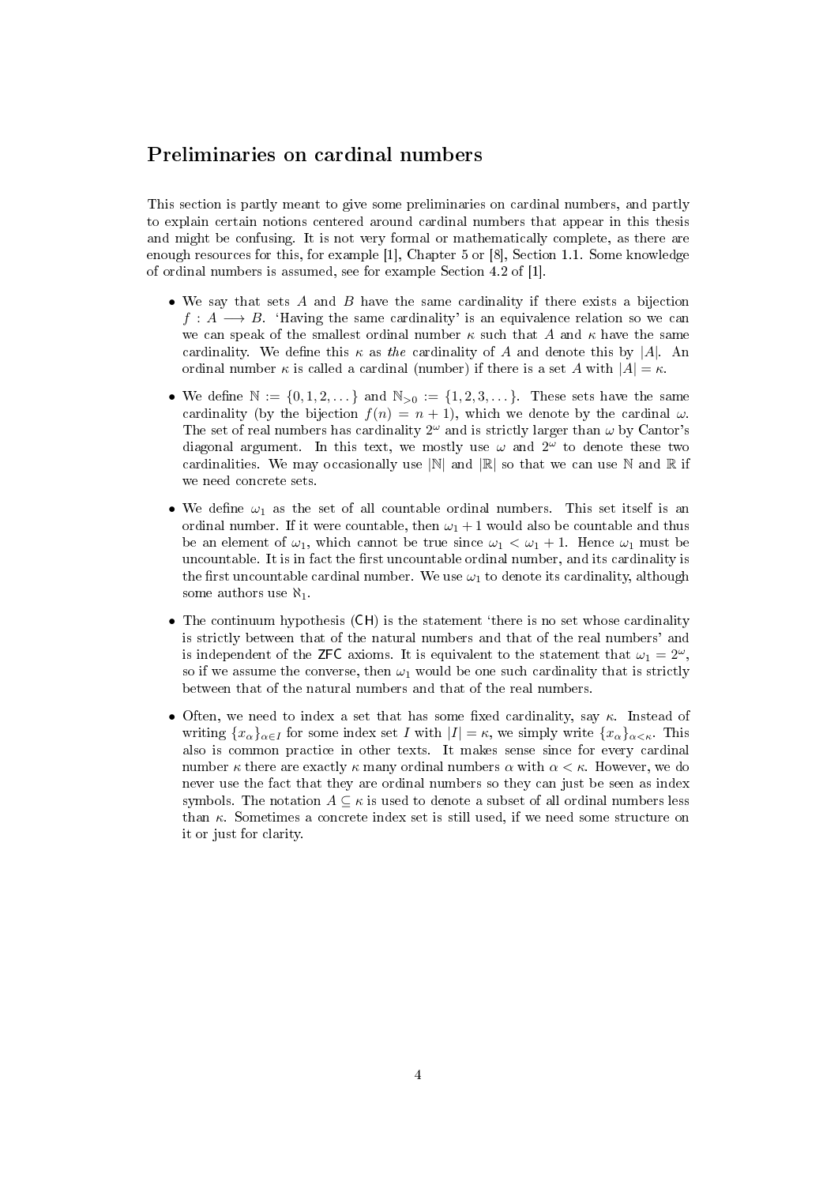## Preliminaries on cardinal numbers

This section is partly meant to give some preliminaries on cardinal numbers, and partly to explain certain notions centered around cardinal numbers that appear in this thesis and might be confusing. It is not very formal or mathematically complete, as there are enough resources for this, for example [1], Chapter 5 or [8], Section 1.1. Some knowledge of ordinal numbers is assumed, see for example Section 4.2 of [1].

- We say that sets $A$ and $B$ have the same cardinality if there exists a bijection $f : A \longrightarrow B$. 'Having the same cardinality' is an equivalence relation so we can we can speak of the smallest ordinal number $\kappa$ such that $A$ and $\kappa$ have the same cardinality. We define this $\kappa$ as *the* cardinality of $A$ and denote this by $|A|$. An ordinal number $\kappa$ is called a cardinal (number) if there is a set $A$ with $|A| = \kappa$.
- We define $\mathbb{N} := \{0, 1, 2, \dots\}$ and $\mathbb{N}_{>0} := \{1, 2, 3, \dots\}$. These sets have the same cardinality (by the bijection $f(n) = n + 1$), which we denote by the cardinal $\omega$. The set of real numbers has cardinality $2^\omega$ and is strictly larger than $\omega$ by Cantor's diagonal argument. In this text, we mostly use $\omega$ and $2^\omega$ to denote these two cardinalities. We may occasionally use $|\mathbb{N}|$ and $|\mathbb{R}|$ so that we can use $\mathbb{N}$ and $\mathbb{R}$ if we need concrete sets.
- We define $\omega_1$ as the set of all countable ordinal numbers. This set itself is an ordinal number. If it were countable, then $\omega_1 + 1$ would also be countable and thus be an element of $\omega_1$, which cannot be true since $\omega_1 < \omega_1 + 1$. Hence $\omega_1$ must be uncountable. It is in fact the first uncountable ordinal number, and its cardinality is the first uncountable cardinal number. We use $\omega_1$ to denote its cardinality, although some authors use $\aleph_1$.
- The continuum hypothesis (CH) is the statement 'there is no set whose cardinality is strictly between that of the natural numbers and that of the real numbers' and is independent of the ZFC axioms. It is equivalent to the statement that $\omega_1 = 2^\omega$, so if we assume the converse, then $\omega_1$ would be one such cardinality that is strictly between that of the natural numbers and that of the real numbers.
- Often, we need to index a set that has some fixed cardinality, say $\kappa$. Instead of writing $\{x_\alpha\}_{\alpha \in I}$ for some index set $I$ with $|I| = \kappa$, we simply write $\{x_\alpha\}_{\alpha<\kappa}$. This also is common practice in other texts. It makes sense since for every cardinal number $\kappa$ there are exactly $\kappa$ many ordinal numbers $\alpha$ with $\alpha < \kappa$. However, we do never use the fact that they are ordinal numbers so they can just be seen as index symbols. The notation $A \subseteq \kappa$ is used to denote a subset of all ordinal numbers less than $\kappa$. Sometimes a concrete index set is still used, if we need some structure on it or just for clarity.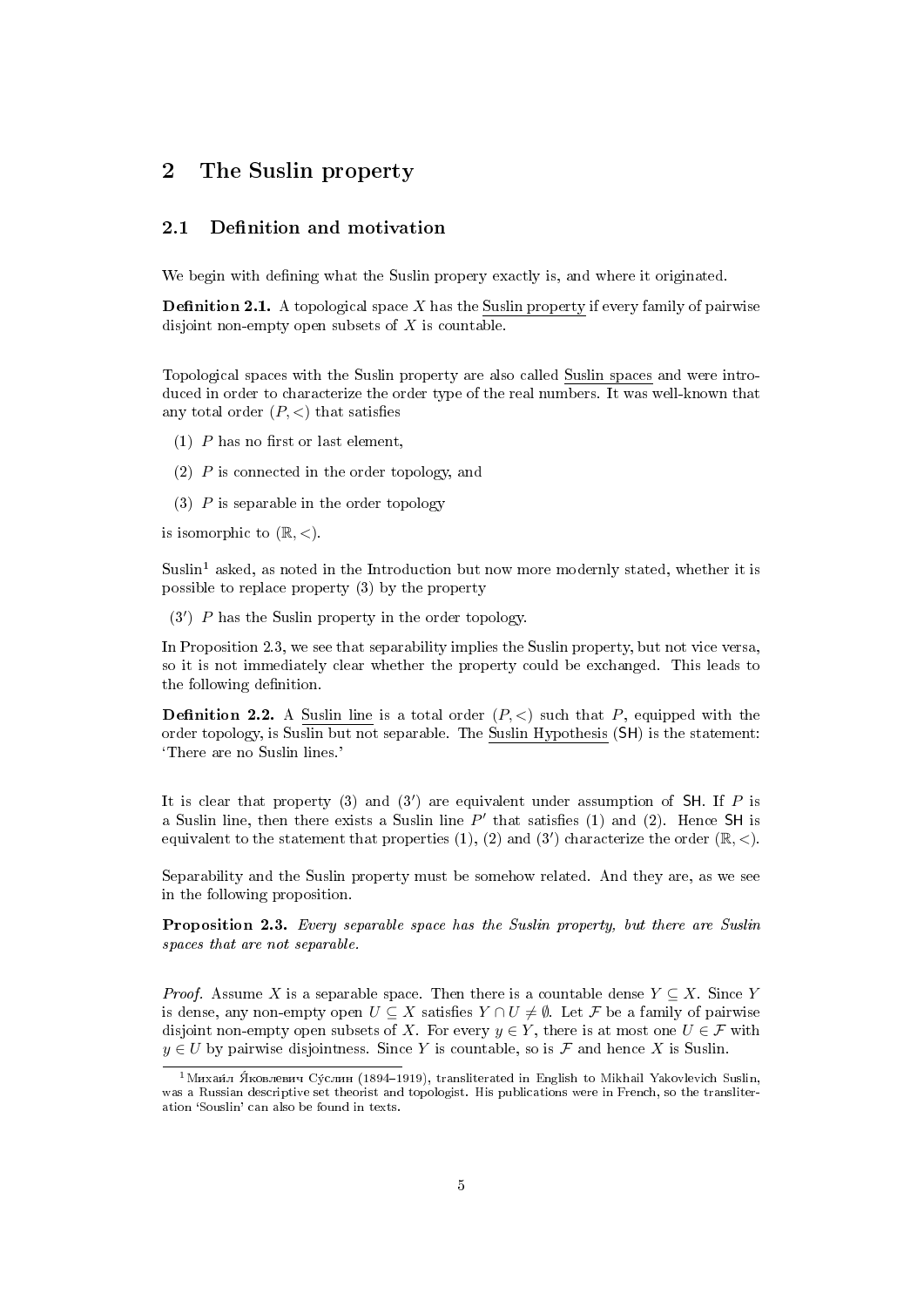## 2 The Suslin property

### 2.1 Definition and motivation

We begin with defining what the Suslin propery exactly is, and where it originated.

**Definition 2.1.** A topological space $X$ has the Suslin property if every family of pairwise disjoint non-empty open subsets of $X$ is countable.

Topological spaces with the Suslin property are also called Suslin spaces and were introduced in order to characterize the order type of the real numbers. It was well-known that any total order $(P, <)$ that satisfies

(1) $P$ has no first or last element,

(2) $P$ is connected in the order topology, and

(3) $P$ is separable in the order topology

is isomorphic to $(\mathbb{R}, <)$.

Suslin[1] asked, as noted in the Introduction but now more modernly stated, whether it is possible to replace property (3) by the property

(3′) $P$ has the Suslin property in the order topology.

In Proposition 2.3, we see that separability implies the Suslin property, but not vice versa, so it is not immediately clear whether the property could be exchanged. This leads to the following definition.

**Definition 2.2.** A Suslin line is a total order $(P, <)$ such that $P$, equipped with the order topology, is Suslin but not separable. The Suslin Hypothesis (SH) is the statement: 'There are no Suslin lines.'

It is clear that property (3) and (3′) are equivalent under assumption of SH. If $P$ is a Suslin line, then there exists a Suslin line $P'$ that satisfies (1) and (2). Hence SH is equivalent to the statement that properties (1), (2) and (3′) characterize the order $(\mathbb{R}, <)$.

Separability and the Suslin property must be somehow related. And they are, as we see in the following proposition.

**Proposition 2.3.** *Every separable space has the Suslin property, but there are Suslin spaces that are not separable.*

*Proof.* Assume $X$ is a separable space. Then there is a countable dense $Y \subseteq X$. Since $Y$ is dense, any non-empty open $U \subseteq X$ satisfies $Y \cap U \neq \emptyset$. Let $\mathcal{F}$ be a family of pairwise disjoint non-empty open subsets of $X$. For every $y \in Y$, there is at most one $U \in \mathcal{F}$ with $y \in U$ by pairwise disjointness. Since $Y$ is countable, so is $\mathcal{F}$ and hence $X$ is Suslin.

[1] Михаи́л Я́ковлевич Су́слин (1894–1919), transliterated in English to Mikhail Yakovlevich Suslin, was a Russian descriptive set theorist and topologist. His publications were in French, so the transliteration 'Souslin' can also be found in texts.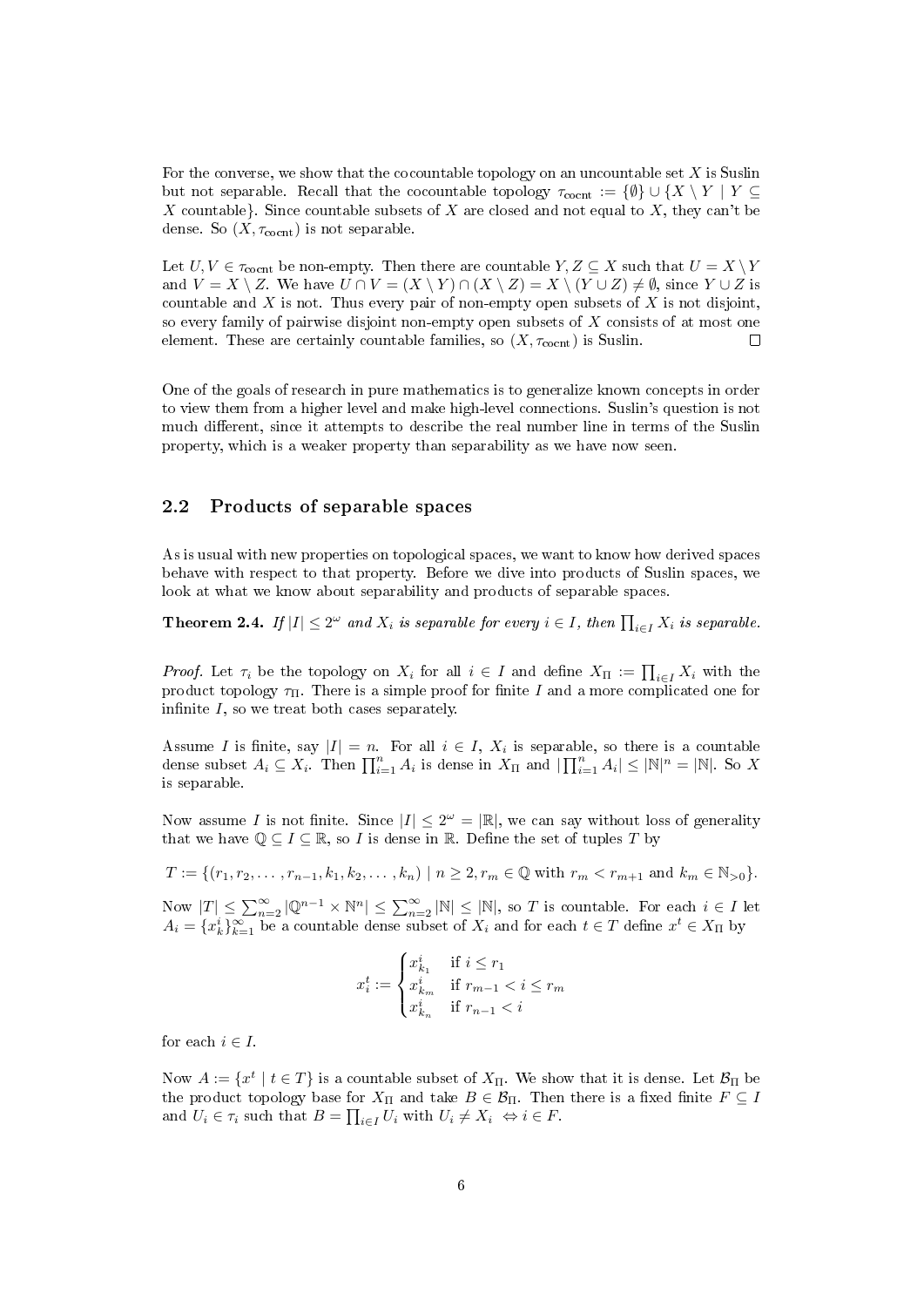For the converse, we show that the cocountable topology on an uncountable set $X$ is Suslin but not separable. Recall that the cocountable topology $\tau_{\text{cocnt}} := \{\emptyset\} \cup \{X \setminus Y \mid Y \subseteq X \text{ countable}\}$. Since countable subsets of $X$ are closed and not equal to $X$, they can't be dense. So $(X, \tau_{\text{cocnt}})$ is not separable.

Let $U, V \in \tau_{\text{cocnt}}$ be non-empty. Then there are countable $Y, Z \subseteq X$ such that $U = X \setminus Y$ and $V = X \setminus Z$. We have $U \cap V = (X \setminus Y) \cap (X \setminus Z) = X \setminus (Y \cup Z) \neq \emptyset$, since $Y \cup Z$ is countable and $X$ is not. Thus every pair of non-empty open subsets of $X$ is not disjoint, so every family of pairwise disjoint non-empty open subsets of $X$ consists of at most one element. These are certainly countable families, so $(X, \tau_{\text{cocnt}})$ is Suslin. $\square$

One of the goals of research in pure mathematics is to generalize known concepts in order to view them from a higher level and make high-level connections. Suslin's question is not much different, since it attempts to describe the real number line in terms of the Suslin property, which is a weaker property than separability as we have now seen.

## 2.2 Products of separable spaces

As is usual with new properties on topological spaces, we want to know how derived spaces behave with respect to that property. Before we dive into products of Suslin spaces, we look at what we know about separability and products of separable spaces.

**Theorem 2.4.** *If $|I| \leq 2^\omega$ and $X_i$ is separable for every $i \in I$, then $\prod_{i \in I} X_i$ is separable.*

*Proof.* Let $\tau_i$ be the topology on $X_i$ for all $i \in I$ and define $X_\Pi := \prod_{i \in I} X_i$ with the product topology $\tau_\Pi$. There is a simple proof for finite $I$ and a more complicated one for infinite $I$, so we treat both cases separately.

Assume $I$ is finite, say $|I| = n$. For all $i \in I$, $X_i$ is separable, so there is a countable dense subset $A_i \subseteq X_i$. Then $\prod_{i=1}^n A_i$ is dense in $X_\Pi$ and $|\prod_{i=1}^n A_i| \leq |\mathbb{N}|^n = |\mathbb{N}|$. So $X$ is separable.

Now assume $I$ is not finite. Since $|I| \leq 2^\omega = |\mathbb{R}|$, we can say without loss of generality that we have $\mathbb{Q} \subseteq I \subseteq \mathbb{R}$, so $I$ is dense in $\mathbb{R}$. Define the set of tuples $T$ by

$$T := \{(r_1, r_2, \dots, r_{n-1}, k_1, k_2, \dots, k_n) \mid n \geq 2, r_m \in \mathbb{Q} \text{ with } r_m < r_{m+1} \text{ and } k_m \in \mathbb{N}_{>0}\}.$$

Now $|T| \leq \sum_{n=2}^\infty |\mathbb{Q}^{n-1} \times \mathbb{N}^n| \leq \sum_{n=2}^\infty |\mathbb{N}| \leq |\mathbb{N}|$, so $T$ is countable. For each $i \in I$ let $A_i = \{x_k^i\}_{k=1}^\infty$ be a countable dense subset of $X_i$ and for each $t \in T$ define $x^t \in X_\Pi$ by

$$x_i^t := \begin{cases} x_{k_1}^i & \text{if } i \leq r_1 \\ x_{k_m}^i & \text{if } r_{m-1} < i \leq r_m \\ x_{k_n}^i & \text{if } r_{n-1} < i \end{cases}$$

for each $i \in I$.

Now $A := \{x^t \mid t \in T\}$ is a countable subset of $X_\Pi$. We show that it is dense. Let $\mathcal{B}_\Pi$ be the product topology base for $X_\Pi$ and take $B \in \mathcal{B}_\Pi$. Then there is a fixed finite $F \subseteq I$ and $U_i \in \tau_i$ such that $B = \prod_{i \in I} U_i$ with $U_i \neq X_i \iff i \in F$.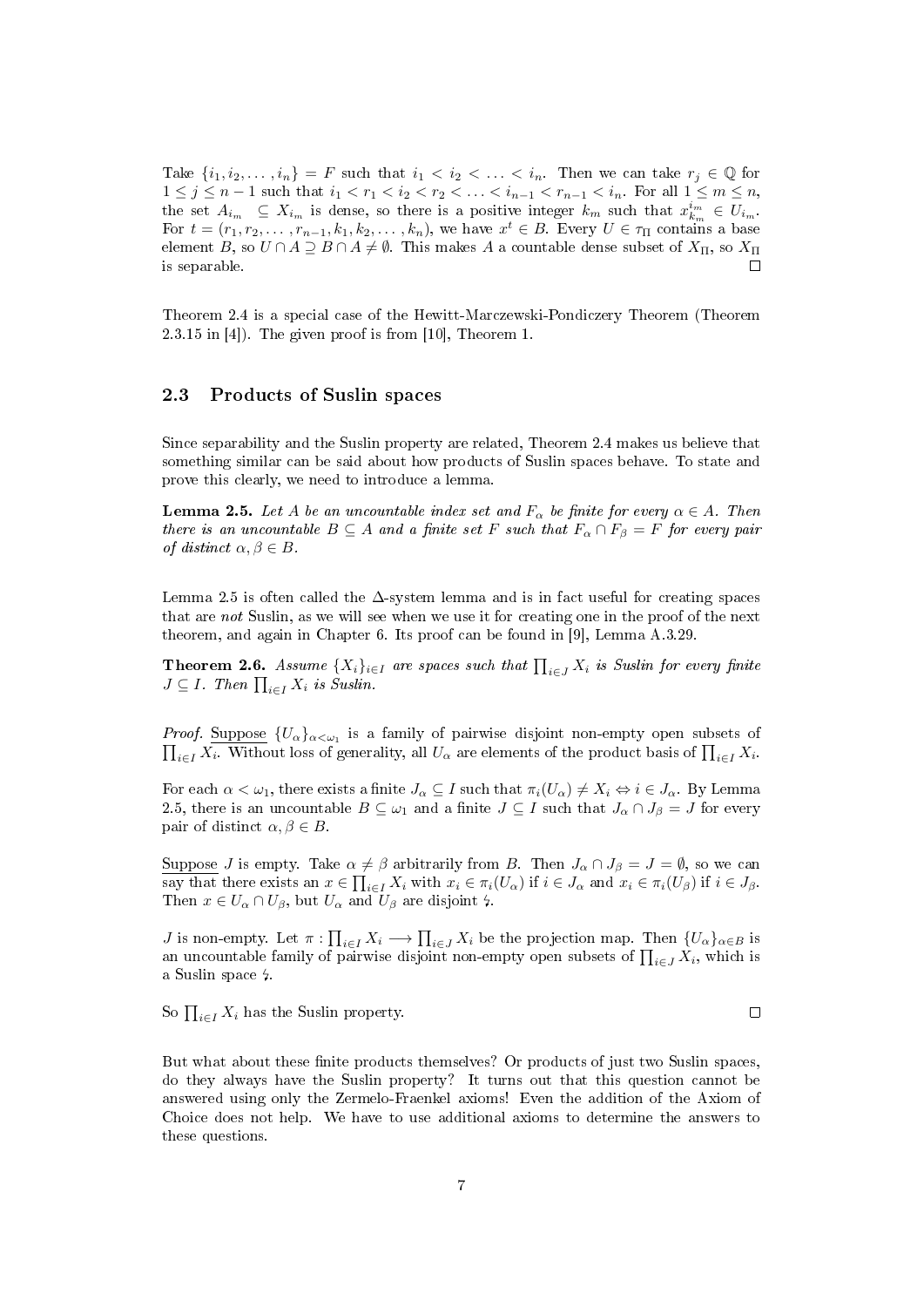Take $\{i_1, i_2, \ldots, i_n\} = F$ such that $i_1 < i_2 < \ldots < i_n$. Then we can take $r_j \in \mathbb{Q}$ for $1 \leq j \leq n-1$ such that $i_1 < r_1 < i_2 < r_2 < \ldots < i_{n-1} < r_{n-1} < i_n$. For all $1 \leq m \leq n$, the set $A_{i_m} \subseteq X_{i_m}$ is dense, so there is a positive integer $k_m$ such that $x^{i_m}_{k_m} \in U_{i_m}$. For $t = (r_1, r_2, \ldots, r_{n-1}, k_1, k_2, \ldots, k_n)$, we have $x^t \in B$. Every $U \in \tau_\Pi$ contains a base element $B$, so $U \cap A \supseteq B \cap A \neq \emptyset$. This makes $A$ a countable dense subset of $X_\Pi$, so $X_\Pi$ is separable. □

Theorem 2.4 is a special case of the Hewitt-Marczewski-Pondiczery Theorem (Theorem 2.3.15 in [4]). The given proof is from [10], Theorem 1.

## 2.3 Products of Suslin spaces

Since separability and the Suslin property are related, Theorem 2.4 makes us believe that something similar can be said about how products of Suslin spaces behave. To state and prove this clearly, we need to introduce a lemma.

**Lemma 2.5.** *Let $A$ be an uncountable index set and $F_\alpha$ be finite for every $\alpha \in A$. Then there is an uncountable $B \subseteq A$ and a finite set $F$ such that $F_\alpha \cap F_\beta = F$ for every pair of distinct $\alpha, \beta \in B$.*

Lemma 2.5 is often called the $\Delta$-system lemma and is in fact useful for creating spaces that are *not* Suslin, as we will see when we use it for creating one in the proof of the next theorem, and again in Chapter 6. Its proof can be found in [9], Lemma A.3.29.

**Theorem 2.6.** *Assume $\{X_i\}_{i \in I}$ are spaces such that $\prod_{i \in J} X_i$ is Suslin for every finite $J \subseteq I$. Then $\prod_{i \in I} X_i$ is Suslin.*

*Proof.* Suppose $\{U_\alpha\}_{\alpha < \omega_1}$ is a family of pairwise disjoint non-empty open subsets of $\prod_{i \in I} X_i$. Without loss of generality, all $U_\alpha$ are elements of the product basis of $\prod_{i \in I} X_i$.

For each $\alpha < \omega_1$, there exists a finite $J_\alpha \subseteq I$ such that $\pi_i(U_\alpha) \neq X_i \Leftrightarrow i \in J_\alpha$. By Lemma 2.5, there is an uncountable $B \subseteq \omega_1$ and a finite $J \subseteq I$ such that $J_\alpha \cap J_\beta = J$ for every pair of distinct $\alpha, \beta \in B$.

Suppose $J$ is empty. Take $\alpha \neq \beta$ arbitrarily from $B$. Then $J_\alpha \cap J_\beta = J = \emptyset$, so we can say that there exists an $x \in \prod_{i \in I} X_i$ with $x_i \in \pi_i(U_\alpha)$ if $i \in J_\alpha$ and $x_i \in \pi_i(U_\beta)$ if $i \in J_\beta$. Then $x \in U_\alpha \cap U_\beta$, but $U_\alpha$ and $U_\beta$ are disjoint ↯.

$J$ is non-empty. Let $\pi : \prod_{i \in I} X_i \longrightarrow \prod_{i \in J} X_i$ be the projection map. Then $\{U_\alpha\}_{\alpha \in B}$ is an uncountable family of pairwise disjoint non-empty open subsets of $\prod_{i \in J} X_i$, which is a Suslin space ↯.

So $\prod_{i \in I} X_i$ has the Suslin property. □

But what about these finite products themselves? Or products of just two Suslin spaces, do they always have the Suslin property? It turns out that this question cannot be answered using only the Zermelo-Fraenkel axioms! Even the addition of the Axiom of Choice does not help. We have to use additional axioms to determine the answers to these questions.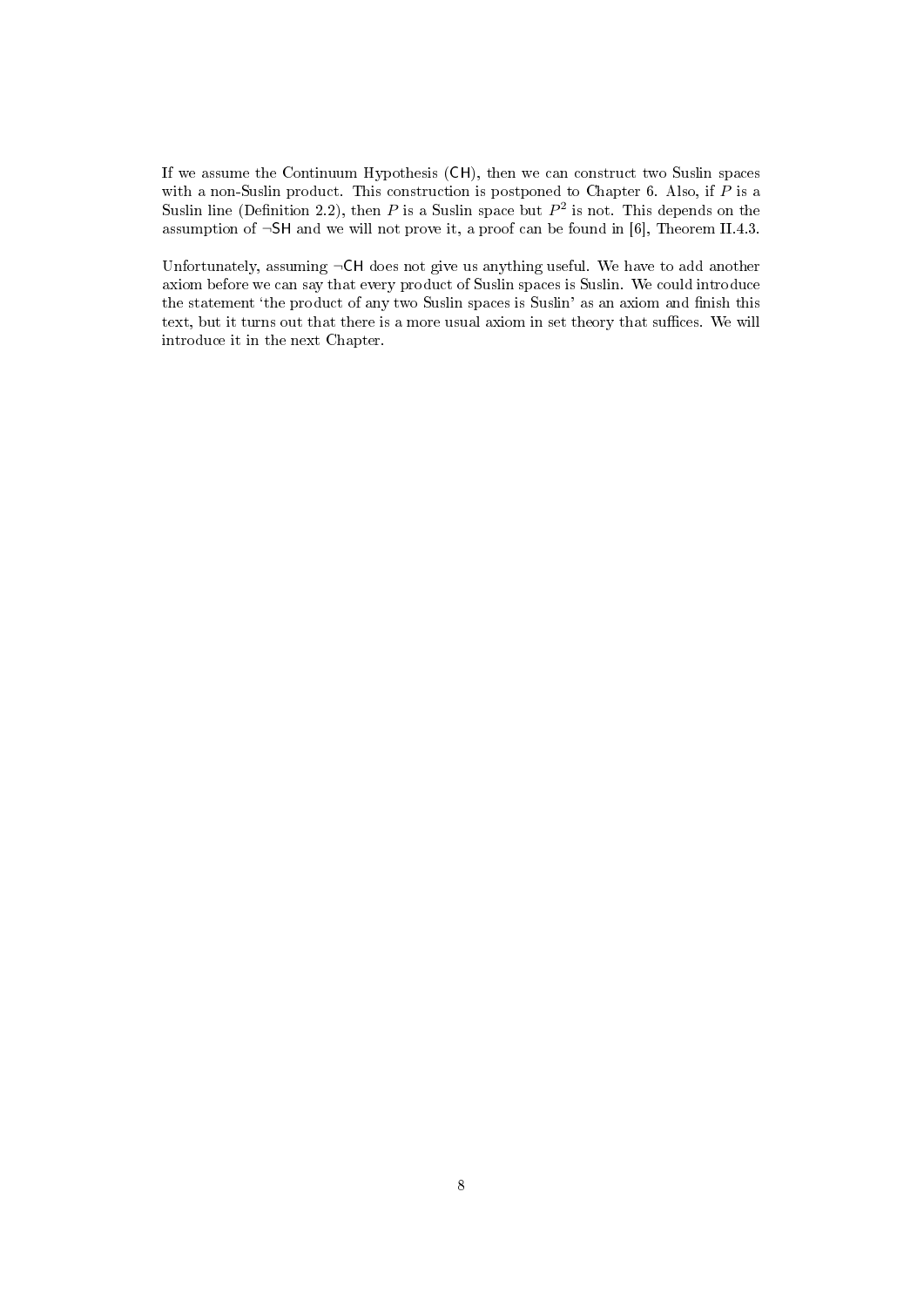If we assume the Continuum Hypothesis (CH), then we can construct two Suslin spaces with a non-Suslin product. This construction is postponed to Chapter 6. Also, if $P$ is a Suslin line (Definition 2.2), then $P$ is a Suslin space but $P^2$ is not. This depends on the assumption of $\neg$SH and we will not prove it, a proof can be found in [6], Theorem II.4.3.

Unfortunately, assuming $\neg$CH does not give us anything useful. We have to add another axiom before we can say that every product of Suslin spaces is Suslin. We could introduce the statement 'the product of any two Suslin spaces is Suslin' as an axiom and finish this text, but it turns out that there is a more usual axiom in set theory that suffices. We will introduce it in the next Chapter.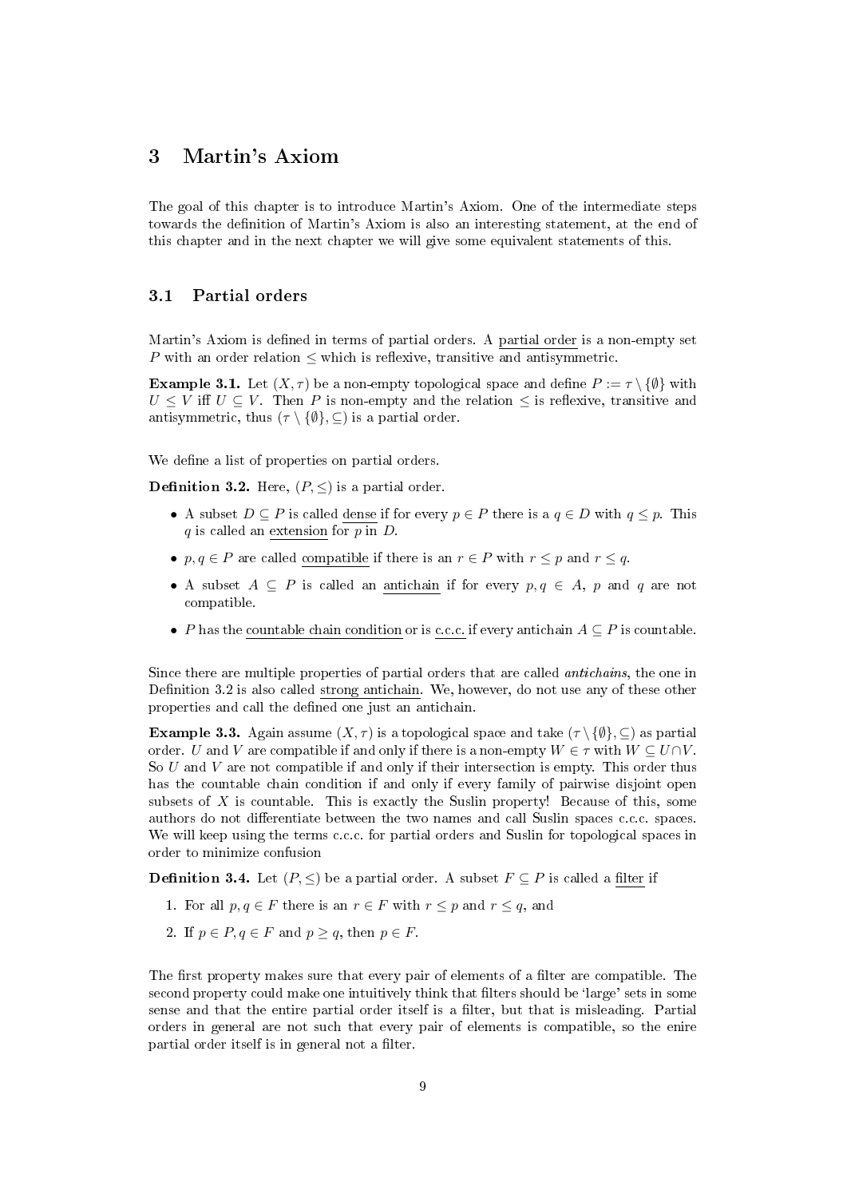# 3 Martin's Axiom

The goal of this chapter is to introduce Martin's Axiom. One of the intermediate steps towards the definition of Martin's Axiom is also an interesting statement, at the end of this chapter and in the next chapter we will give some equivalent statements of this.

## 3.1 Partial orders

Martin's Axiom is defined in terms of partial orders. A partial order is a non-empty set $P$ with an order relation $\leq$ which is reflexive, transitive and antisymmetric.

**Example 3.1.** Let $(X, \tau)$ be a non-empty topological space and define $P := \tau \setminus \{\emptyset\}$ with $U \leq V$ iff $U \subseteq V$. Then $P$ is non-empty and the relation $\leq$ is reflexive, transitive and antisymmetric, thus $(\tau \setminus \{\emptyset\}, \subseteq)$ is a partial order.

We define a list of properties on partial orders.

**Definition 3.2.** Here, $(P, \leq)$ is a partial order.

- A subset $D \subseteq P$ is called dense if for every $p \in P$ there is a $q \in D$ with $q \leq p$. This $q$ is called an extension for $p$ in $D$.
- $p, q \in P$ are called compatible if there is an $r \in P$ with $r \leq p$ and $r \leq q$.
- A subset $A \subseteq P$ is called an antichain if for every $p, q \in A$, $p$ and $q$ are not compatible.
- $P$ has the countable chain condition or is c.c.c. if every antichain $A \subseteq P$ is countable.

Since there are multiple properties of partial orders that are called *antichains*, the one in Definition 3.2 is also called strong antichain. We, however, do not use any of these other properties and call the defined one just an antichain.

**Example 3.3.** Again assume $(X, \tau)$ is a topological space and take $(\tau \setminus \{\emptyset\}, \subseteq)$ as partial order. $U$ and $V$ are compatible if and only if there is a non-empty $W \in \tau$ with $W \subseteq U \cap V$. So $U$ and $V$ are not compatible if and only if their intersection is empty. This order thus has the countable chain condition if and only if every family of pairwise disjoint open subsets of $X$ is countable. This is exactly the Suslin property! Because of this, some authors do not differentiate between the two names and call Suslin spaces c.c.c. spaces. We will keep using the terms c.c.c. for partial orders and Suslin for topological spaces in order to minimize confusion

**Definition 3.4.** Let $(P, \leq)$ be a partial order. A subset $F \subseteq P$ is called a filter if

1. For all $p, q \in F$ there is an $r \in F$ with $r \leq p$ and $r \leq q$, and
2. If $p \in P, q \in F$ and $p \geq q$, then $p \in F$.

The first property makes sure that every pair of elements of a filter are compatible. The second property could make one intuitively think that filters should be 'large' sets in some sense and that the entire partial order itself is a filter, but that is misleading. Partial orders in general are not such that every pair of elements is compatible, so the enire partial order itself is in general not a filter.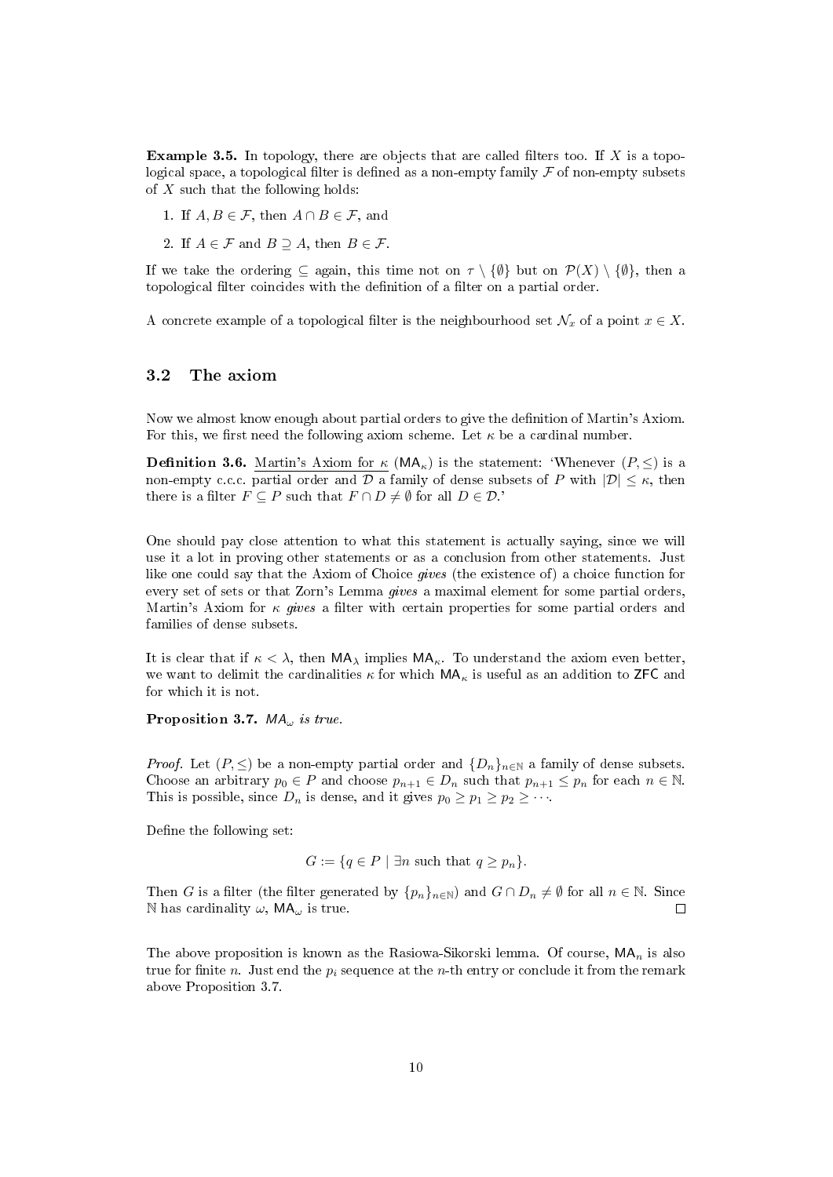**Example 3.5.** In topology, there are objects that are called filters too. If $X$ is a topological space, a topological filter is defined as a non-empty family $\mathcal{F}$ of non-empty subsets of $X$ such that the following holds:

1. If $A, B \in \mathcal{F}$, then $A \cap B \in \mathcal{F}$, and
2. If $A \in \mathcal{F}$ and $B \supseteq A$, then $B \in \mathcal{F}$.

If we take the ordering $\subseteq$ again, this time not on $\tau \setminus \{\emptyset\}$ but on $\mathcal{P}(X) \setminus \{\emptyset\}$, then a topological filter coincides with the definition of a filter on a partial order.

A concrete example of a topological filter is the neighbourhood set $\mathcal{N}_x$ of a point $x \in X$.

## 3.2 The axiom

Now we almost know enough about partial orders to give the definition of Martin's Axiom. For this, we first need the following axiom scheme. Let $\kappa$ be a cardinal number.

**Definition 3.6.** Martin's Axiom for $\kappa$ ($\mathsf{MA}_\kappa$) is the statement: 'Whenever $(P, \leq)$ is a non-empty c.c.c. partial order and $\mathcal{D}$ a family of dense subsets of $P$ with $|\mathcal{D}| \leq \kappa$, then there is a filter $F \subseteq P$ such that $F \cap D \neq \emptyset$ for all $D \in \mathcal{D}$.'

One should pay close attention to what this statement is actually saying, since we will use it a lot in proving other statements or as a conclusion from other statements. Just like one could say that the Axiom of Choice *gives* (the existence of) a choice function for every set of sets or that Zorn's Lemma *gives* a maximal element for some partial orders, Martin's Axiom for $\kappa$ *gives* a filter with certain properties for some partial orders and families of dense subsets.

It is clear that if $\kappa < \lambda$, then $\mathsf{MA}_\lambda$ implies $\mathsf{MA}_\kappa$. To understand the axiom even better, we want to delimit the cardinalities $\kappa$ for which $\mathsf{MA}_\kappa$ is useful as an addition to $\mathsf{ZFC}$ and for which it is not.

**Proposition 3.7.** *$MA_\omega$ is true.*

*Proof.* Let $(P, \leq)$ be a non-empty partial order and $\{D_n\}_{n \in \mathbb{N}}$ a family of dense subsets. Choose an arbitrary $p_0 \in P$ and choose $p_{n+1} \in D_n$ such that $p_{n+1} \leq p_n$ for each $n \in \mathbb{N}$. This is possible, since $D_n$ is dense, and it gives $p_0 \geq p_1 \geq p_2 \geq \cdots$.

Define the following set:

$$G := \{q \in P \mid \exists n \text{ such that } q \geq p_n\}.$$

Then $G$ is a filter (the filter generated by $\{p_n\}_{n \in \mathbb{N}}$) and $G \cap D_n \neq \emptyset$ for all $n \in \mathbb{N}$. Since $\mathbb{N}$ has cardinality $\omega$, $\mathsf{MA}_\omega$ is true. $\square$

The above proposition is known as the Rasiowa-Sikorski lemma. Of course, $\mathsf{MA}_n$ is also true for finite $n$. Just end the $p_i$ sequence at the $n$-th entry or conclude it from the remark above Proposition 3.7.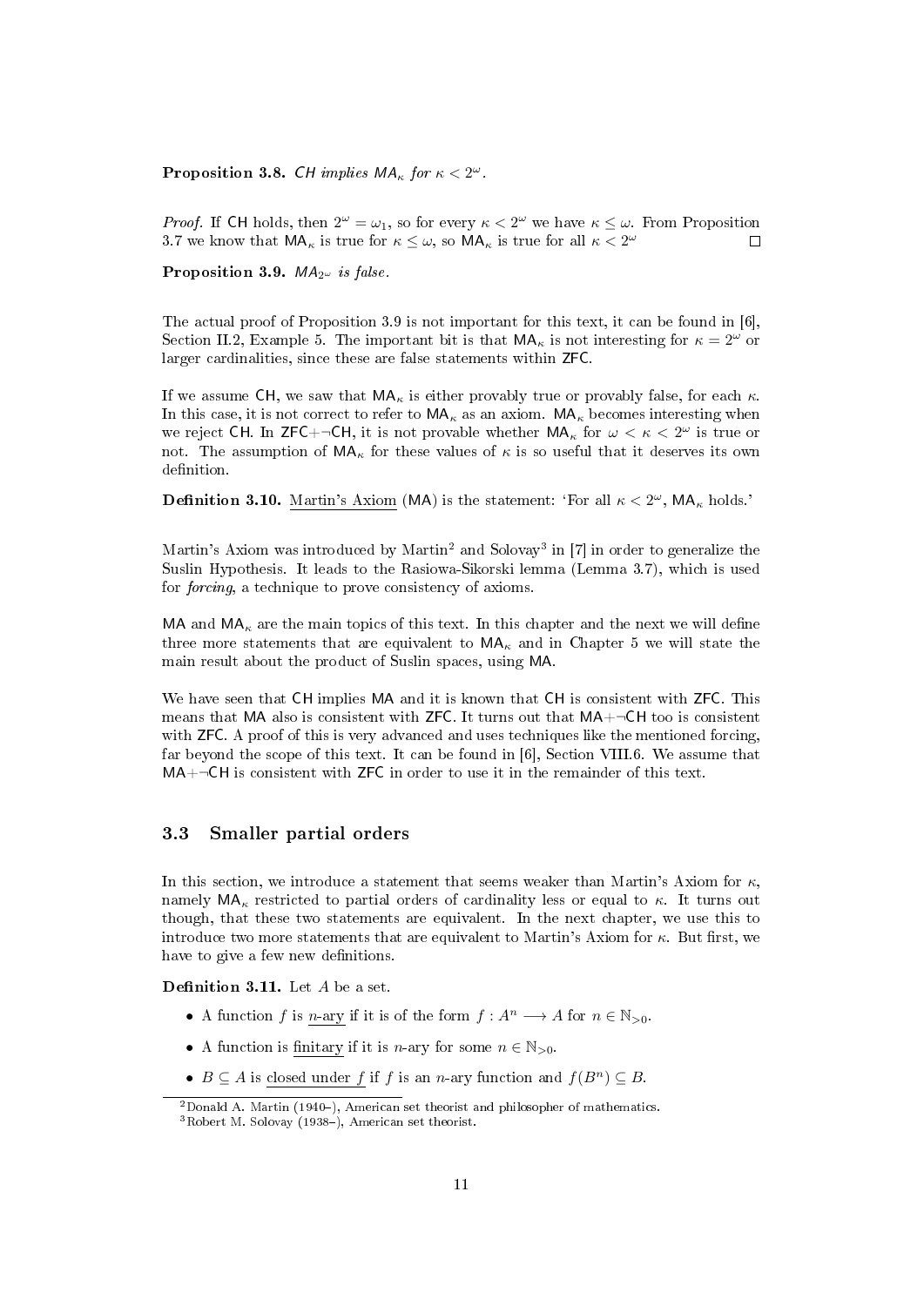**Proposition 3.8.** *CH implies $MA_\kappa$ for $\kappa < 2^\omega$.*

*Proof.* If CH holds, then $2^\omega = \omega_1$, so for every $\kappa < 2^\omega$ we have $\kappa \leq \omega$. From Proposition 3.7 we know that $\mathsf{MA}_\kappa$ is true for $\kappa \leq \omega$, so $\mathsf{MA}_\kappa$ is true for all $\kappa < 2^\omega$ $\square$

**Proposition 3.9.** *$MA_{2^\omega}$ is false.*

The actual proof of Proposition 3.9 is not important for this text, it can be found in [6], Section II.2, Example 5. The important bit is that $\mathsf{MA}_\kappa$ is not interesting for $\kappa = 2^\omega$ or larger cardinalities, since these are false statements within ZFC.

If we assume CH, we saw that $\mathsf{MA}_\kappa$ is either provably true or provably false, for each $\kappa$. In this case, it is not correct to refer to $\mathsf{MA}_\kappa$ as an axiom. $\mathsf{MA}_\kappa$ becomes interesting when we reject CH. In ZFC+¬CH, it is not provable whether $\mathsf{MA}_\kappa$ for $\omega < \kappa < 2^\omega$ is true or not. The assumption of $\mathsf{MA}_\kappa$ for these values of $\kappa$ is so useful that it deserves its own definition.

**Definition 3.10.** Martin's Axiom (MA) is the statement: 'For all $\kappa < 2^\omega$, $\mathsf{MA}_\kappa$ holds.'

Martin's Axiom was introduced by Martin[2] and Solovay[3] in [7] in order to generalize the Suslin Hypothesis. It leads to the Rasiowa-Sikorski lemma (Lemma 3.7), which is used for *forcing*, a technique to prove consistency of axioms.

MA and $\mathsf{MA}_\kappa$ are the main topics of this text. In this chapter and the next we will define three more statements that are equivalent to $\mathsf{MA}_\kappa$ and in Chapter 5 we will state the main result about the product of Suslin spaces, using MA.

We have seen that CH implies MA and it is known that CH is consistent with ZFC. This means that MA also is consistent with ZFC. It turns out that MA+¬CH too is consistent with ZFC. A proof of this is very advanced and uses techniques like the mentioned forcing, far beyond the scope of this text. It can be found in [6], Section VIII.6. We assume that MA+¬CH is consistent with ZFC in order to use it in the remainder of this text.

## 3.3 Smaller partial orders

In this section, we introduce a statement that seems weaker than Martin's Axiom for $\kappa$, namely $\mathsf{MA}_\kappa$ restricted to partial orders of cardinality less or equal to $\kappa$. It turns out though, that these two statements are equivalent. In the next chapter, we use this to introduce two more statements that are equivalent to Martin's Axiom for $\kappa$. But first, we have to give a few new definitions.

**Definition 3.11.** Let $A$ be a set.

- A function $f$ is $n$-ary if it is of the form $f : A^n \longrightarrow A$ for $n \in \mathbb{N}_{>0}$.
- A function is finitary if it is $n$-ary for some $n \in \mathbb{N}_{>0}$.
- $B \subseteq A$ is closed under $f$ if $f$ is an $n$-ary function and $f(B^n) \subseteq B$.

[2] Donald A. Martin (1940–), American set theorist and philosopher of mathematics.
[3] Robert M. Solovay (1938–), American set theorist.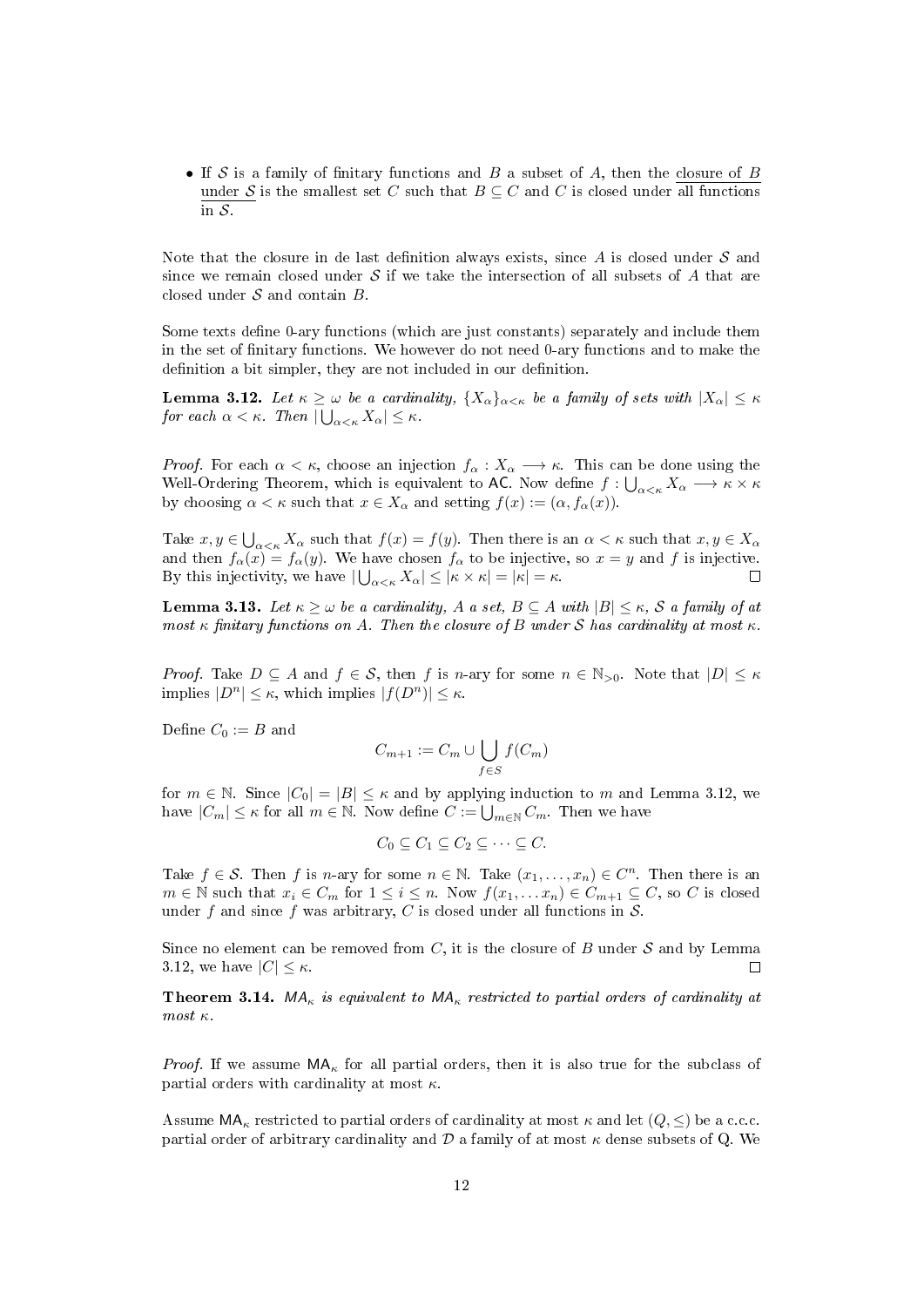- If $\mathcal{S}$ is a family of finitary functions and $B$ a subset of $A$, then the closure of $B$ under $\mathcal{S}$ is the smallest set $C$ such that $B \subseteq C$ and $C$ is closed under all functions in $\mathcal{S}$.

Note that the closure in de last definition always exists, since $A$ is closed under $\mathcal{S}$ and since we remain closed under $\mathcal{S}$ if we take the intersection of all subsets of $A$ that are closed under $\mathcal{S}$ and contain $B$.

Some texts define 0-ary functions (which are just constants) separately and include them in the set of finitary functions. We however do not need 0-ary functions and to make the definition a bit simpler, they are not included in our definition.

**Lemma 3.12.** *Let $\kappa \geq \omega$ be a cardinality, $\{X_\alpha\}_{\alpha<\kappa}$ be a family of sets with $|X_\alpha| \leq \kappa$ for each $\alpha < \kappa$. Then $|\bigcup_{\alpha<\kappa} X_\alpha| \leq \kappa$.*

*Proof.* For each $\alpha < \kappa$, choose an injection $f_\alpha : X_\alpha \longrightarrow \kappa$. This can be done using the Well-Ordering Theorem, which is equivalent to AC. Now define $f : \bigcup_{\alpha<\kappa} X_\alpha \longrightarrow \kappa \times \kappa$ by choosing $\alpha < \kappa$ such that $x \in X_\alpha$ and setting $f(x) := (\alpha, f_\alpha(x))$.

Take $x, y \in \bigcup_{\alpha<\kappa} X_\alpha$ such that $f(x) = f(y)$. Then there is an $\alpha < \kappa$ such that $x, y \in X_\alpha$ and then $f_\alpha(x) = f_\alpha(y)$. We have chosen $f_\alpha$ to be injective, so $x = y$ and $f$ is injective. By this injectivity, we have $|\bigcup_{\alpha<\kappa} X_\alpha| \leq |\kappa \times \kappa| = |\kappa| = \kappa$. $\square$

**Lemma 3.13.** *Let $\kappa \geq \omega$ be a cardinality, $A$ a set, $B \subseteq A$ with $|B| \leq \kappa$, $\mathcal{S}$ a family of at most $\kappa$ finitary functions on $A$. Then the closure of $B$ under $\mathcal{S}$ has cardinality at most $\kappa$.*

*Proof.* Take $D \subseteq A$ and $f \in \mathcal{S}$, then $f$ is $n$-ary for some $n \in \mathbb{N}_{>0}$. Note that $|D| \leq \kappa$ implies $|D^n| \leq \kappa$, which implies $|f(D^n)| \leq \kappa$.

Define $C_0 := B$ and

$$C_{m+1} := C_m \cup \bigcup_{f \in S} f(C_m)$$

for $m \in \mathbb{N}$. Since $|C_0| = |B| \leq \kappa$ and by applying induction to $m$ and Lemma 3.12, we have $|C_m| \leq \kappa$ for all $m \in \mathbb{N}$. Now define $C := \bigcup_{m \in \mathbb{N}} C_m$. Then we have

$$C_0 \subseteq C_1 \subseteq C_2 \subseteq \cdots \subseteq C.$$

Take $f \in \mathcal{S}$. Then $f$ is $n$-ary for some $n \in \mathbb{N}$. Take $(x_1, \ldots, x_n) \in C^n$. Then there is an $m \in \mathbb{N}$ such that $x_i \in C_m$ for $1 \leq i \leq n$. Now $f(x_1, \ldots x_n) \in C_{m+1} \subseteq C$, so $C$ is closed under $f$ and since $f$ was arbitrary, $C$ is closed under all functions in $\mathcal{S}$.

Since no element can be removed from $C$, it is the closure of $B$ under $\mathcal{S}$ and by Lemma 3.12, we have $|C| \leq \kappa$. $\square$

**Theorem 3.14.** *$\mathsf{MA}_\kappa$ is equivalent to $\mathsf{MA}_\kappa$ restricted to partial orders of cardinality at most $\kappa$.*

*Proof.* If we assume $\mathsf{MA}_\kappa$ for all partial orders, then it is also true for the subclass of partial orders with cardinality at most $\kappa$.

Assume $\mathsf{MA}_\kappa$ restricted to partial orders of cardinality at most $\kappa$ and let $(Q, \leq)$ be a c.c.c. partial order of arbitrary cardinality and $\mathcal{D}$ a family of at most $\kappa$ dense subsets of Q. We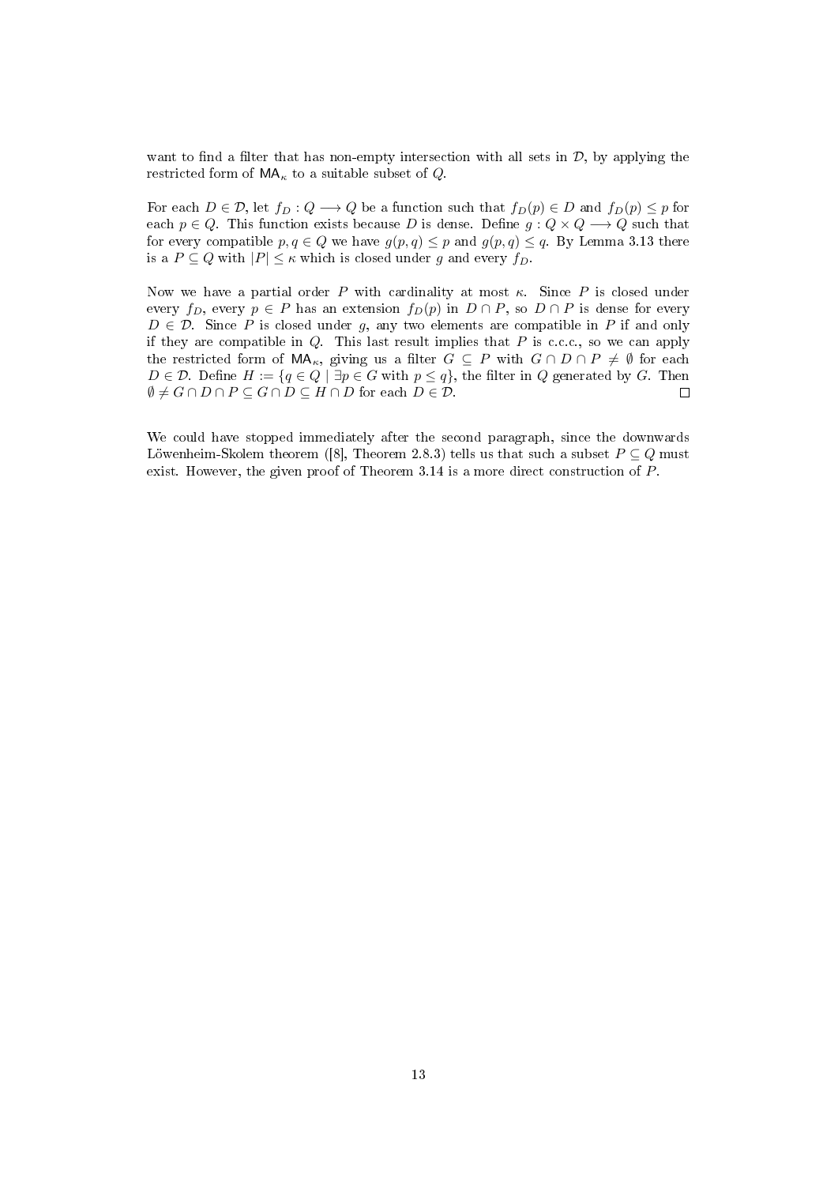want to find a filter that has non-empty intersection with all sets in $\mathcal{D}$, by applying the restricted form of $\mathsf{MA}_\kappa$ to a suitable subset of $Q$.

For each $D \in \mathcal{D}$, let $f_D : Q \longrightarrow Q$ be a function such that $f_D(p) \in D$ and $f_D(p) \leq p$ for each $p \in Q$. This function exists because $D$ is dense. Define $g : Q \times Q \longrightarrow Q$ such that for every compatible $p, q \in Q$ we have $g(p, q) \leq p$ and $g(p, q) \leq q$. By Lemma 3.13 there is a $P \subseteq Q$ with $|P| \leq \kappa$ which is closed under $g$ and every $f_D$.

Now we have a partial order $P$ with cardinality at most $\kappa$. Since $P$ is closed under every $f_D$, every $p \in P$ has an extension $f_D(p)$ in $D \cap P$, so $D \cap P$ is dense for every $D \in \mathcal{D}$. Since $P$ is closed under $g$, any two elements are compatible in $P$ if and only if they are compatible in $Q$. This last result implies that $P$ is c.c.c., so we can apply the restricted form of $\mathsf{MA}_\kappa$, giving us a filter $G \subseteq P$ with $G \cap D \cap P \neq \emptyset$ for each $D \in \mathcal{D}$. Define $H := \{q \in Q \mid \exists p \in G \text{ with } p \leq q\}$, the filter in $Q$ generated by $G$. Then $\emptyset \neq G \cap D \cap P \subseteq G \cap D \subseteq H \cap D$ for each $D \in \mathcal{D}$. $\square$

We could have stopped immediately after the second paragraph, since the downwards Löwenheim-Skolem theorem ([8], Theorem 2.8.3) tells us that such a subset $P \subseteq Q$ must exist. However, the given proof of Theorem 3.14 is a more direct construction of $P$.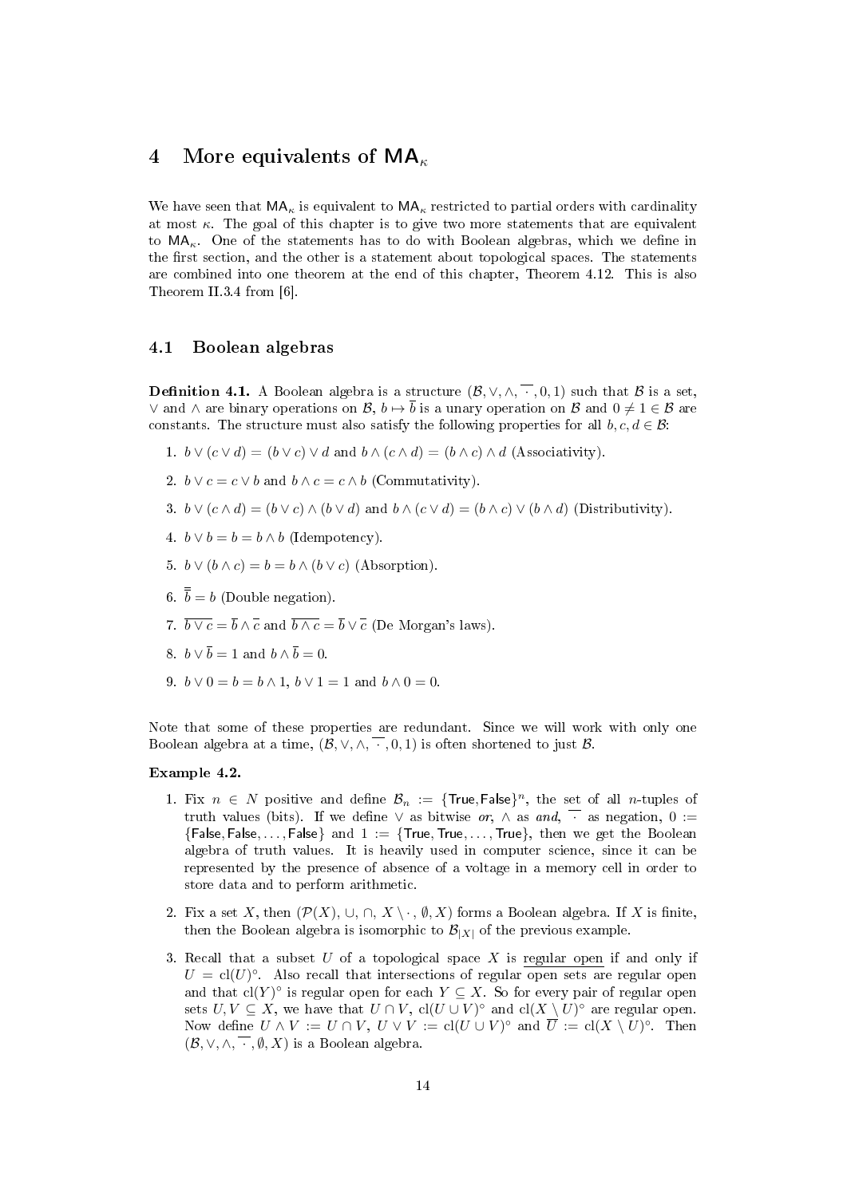# 4 More equivalents of $\mathsf{MA}_\kappa$

We have seen that $\mathsf{MA}_\kappa$ is equivalent to $\mathsf{MA}_\kappa$ restricted to partial orders with cardinality at most $\kappa$. The goal of this chapter is to give two more statements that are equivalent to $\mathsf{MA}_\kappa$. One of the statements has to do with Boolean algebras, which we define in the first section, and the other is a statement about topological spaces. The statements are combined into one theorem at the end of this chapter, Theorem 4.12. This is also Theorem II.3.4 from [6].

## 4.1 Boolean algebras

**Definition 4.1.** A Boolean algebra is a structure $(\mathcal{B}, \vee, \wedge, \overline{\cdot}, 0, 1)$ such that $\mathcal{B}$ is a set, $\vee$ and $\wedge$ are binary operations on $\mathcal{B}$, $b \mapsto \overline{b}$ is a unary operation on $\mathcal{B}$ and $0 \neq 1 \in \mathcal{B}$ are constants. The structure must also satisfy the following properties for all $b, c, d \in \mathcal{B}$:

1. $b \vee (c \vee d) = (b \vee c) \vee d$ and $b \wedge (c \wedge d) = (b \wedge c) \wedge d$ (Associativity).
2. $b \vee c = c \vee b$ and $b \wedge c = c \wedge b$ (Commutativity).
3. $b \vee (c \wedge d) = (b \vee c) \wedge (b \vee d)$ and $b \wedge (c \vee d) = (b \wedge c) \vee (b \wedge d)$ (Distributivity).
4. $b \vee b = b = b \wedge b$ (Idempotency).
5. $b \vee (b \wedge c) = b = b \wedge (b \vee c)$ (Absorption).
6. $\overline{\overline{b}} = b$ (Double negation).
7. $\overline{b \vee c} = \overline{b} \wedge \overline{c}$ and $\overline{b \wedge c} = \overline{b} \vee \overline{c}$ (De Morgan's laws).
8. $b \vee \overline{b} = 1$ and $b \wedge \overline{b} = 0$.
9. $b \vee 0 = b = b \wedge 1$, $b \vee 1 = 1$ and $b \wedge 0 = 0$.

Note that some of these properties are redundant. Since we will work with only one Boolean algebra at a time, $(\mathcal{B}, \vee, \wedge, \overline{\cdot}, 0, 1)$ is often shortened to just $\mathcal{B}$.

**Example 4.2.**

1. Fix $n \in N$ positive and define $\mathcal{B}_n := \{\mathsf{True}, \mathsf{False}\}^n$, the set of all $n$-tuples of truth values (bits). If we define $\vee$ as bitwise *or*, $\wedge$ as *and*, $\overline{\cdot}$ as negation, $0 := \{\mathsf{False}, \mathsf{False}, \ldots, \mathsf{False}\}$ and $1 := \{\mathsf{True}, \mathsf{True}, \ldots, \mathsf{True}\}$, then we get the Boolean algebra of truth values. It is heavily used in computer science, since it can be represented by the presence of absence of a voltage in a memory cell in order to store data and to perform arithmetic.
2. Fix a set $X$, then $(\mathcal{P}(X), \cup, \cap, X \setminus \cdot, \emptyset, X)$ forms a Boolean algebra. If $X$ is finite, then the Boolean algebra is isomorphic to $\mathcal{B}_{|X|}$ of the previous example.
3. Recall that a subset $U$ of a topological space $X$ is regular open if and only if $U = \mathrm{cl}(U)^\circ$. Also recall that intersections of regular open sets are regular open and that $\mathrm{cl}(Y)^\circ$ is regular open for each $Y \subseteq X$. So for every pair of regular open sets $U, V \subseteq X$, we have that $U \cap V$, $\mathrm{cl}(U \cup V)^\circ$ and $\mathrm{cl}(X \setminus U)^\circ$ are regular open. Now define $U \wedge V := U \cap V$, $U \vee V := \mathrm{cl}(U \cup V)^\circ$ and $\overline{U} := \mathrm{cl}(X \setminus U)^\circ$. Then $(\mathcal{B}, \vee, \wedge, \overline{\cdot}, \emptyset, X)$ is a Boolean algebra.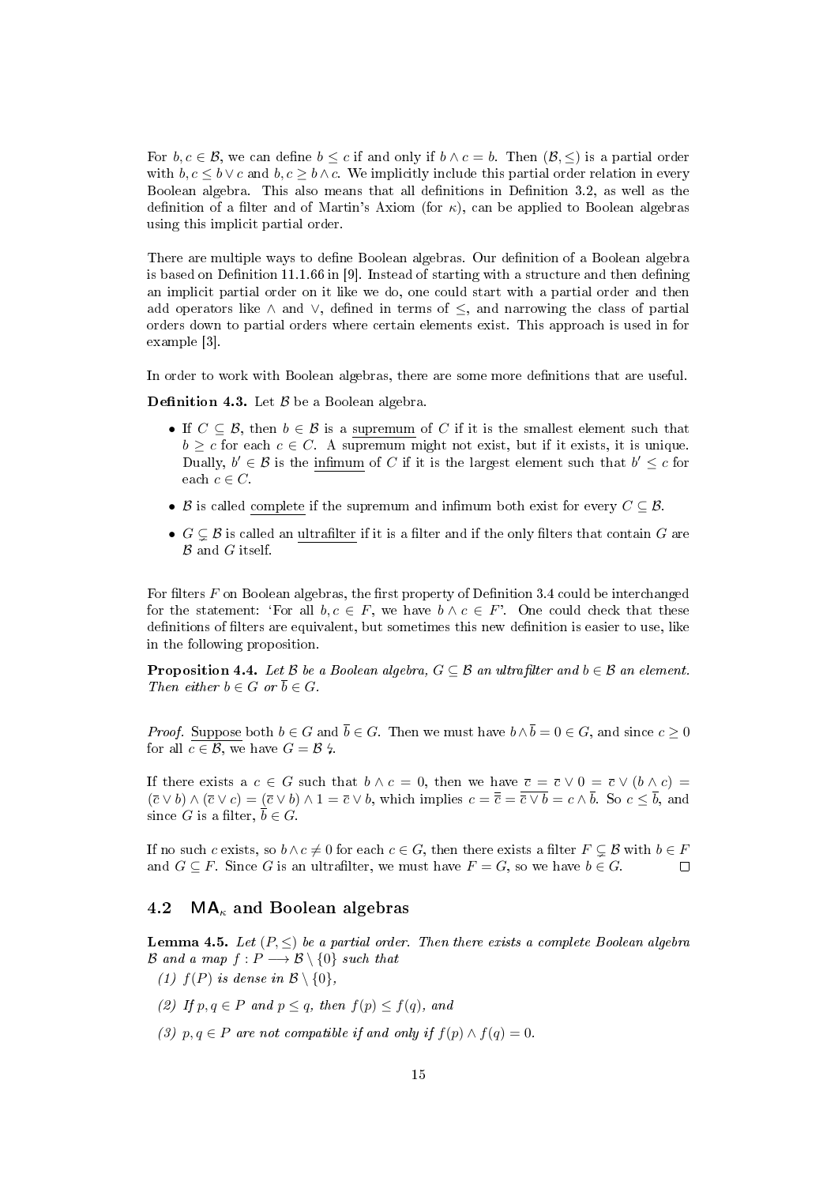For $b, c \in \mathcal{B}$, we can define $b \leq c$ if and only if $b \wedge c = b$. Then $(\mathcal{B}, \leq)$ is a partial order with $b, c \leq b \vee c$ and $b, c \geq b \wedge c$. We implicitly include this partial order relation in every Boolean algebra. This also means that all definitions in Definition 3.2, as well as the definition of a filter and of Martin's Axiom (for $\kappa$), can be applied to Boolean algebras using this implicit partial order.

There are multiple ways to define Boolean algebras. Our definition of a Boolean algebra is based on Definition 11.1.66 in [9]. Instead of starting with a structure and then defining an implicit partial order on it like we do, one could start with a partial order and then add operators like $\wedge$ and $\vee$, defined in terms of $\leq$, and narrowing the class of partial orders down to partial orders where certain elements exist. This approach is used in for example [3].

In order to work with Boolean algebras, there are some more definitions that are useful.

**Definition 4.3.** Let $\mathcal{B}$ be a Boolean algebra.

- If $C \subseteq \mathcal{B}$, then $b \in \mathcal{B}$ is a <u>supremum</u> of $C$ if it is the smallest element such that $b \geq c$ for each $c \in C$. A supremum might not exist, but if it exists, it is unique. Dually, $b' \in \mathcal{B}$ is the <u>infimum</u> of $C$ if it is the largest element such that $b' \leq c$ for each $c \in C$.
- $\mathcal{B}$ is called <u>complete</u> if the supremum and infimum both exist for every $C \subseteq \mathcal{B}$.
- $G \subsetneq \mathcal{B}$ is called an <u>ultrafilter</u> if it is a filter and if the only filters that contain $G$ are $\mathcal{B}$ and $G$ itself.

For filters $F$ on Boolean algebras, the first property of Definition 3.4 could be interchanged for the statement: 'For all $b, c \in F$, we have $b \wedge c \in F$'. One could check that these definitions of filters are equivalent, but sometimes this new definition is easier to use, like in the following proposition.

**Proposition 4.4.** *Let $\mathcal{B}$ be a Boolean algebra, $G \subseteq \mathcal{B}$ an ultrafilter and $b \in \mathcal{B}$ an element. Then either $b \in G$ or $\overline{b} \in G$.*

*Proof.* <u>Suppose</u> both $b \in G$ and $\overline{b} \in G$. Then we must have $b \wedge \overline{b} = 0 \in G$, and since $c \geq 0$ for all $c \in \mathcal{B}$, we have $G = \mathcal{B}$ ↯.

If there exists a $c \in G$ such that $b \wedge c = 0$, then we have $\overline{c} = \overline{c} \vee 0 = \overline{c} \vee (b \wedge c) = (\overline{c} \vee b) \wedge (\overline{c} \vee c) = (\overline{c} \vee b) \wedge 1 = \overline{c} \vee b$, which implies $c = \overline{\overline{c}} = \overline{\overline{c} \vee b} = c \wedge \overline{b}$. So $c \leq \overline{b}$, and since $G$ is a filter, $\overline{b} \in G$.

If no such $c$ exists, so $b \wedge c \neq 0$ for each $c \in G$, then there exists a filter $F \subsetneq \mathcal{B}$ with $b \in F$ and $G \subseteq F$. Since $G$ is an ultrafilter, we must have $F = G$, so we have $b \in G$. □

## 4.2 $\mathsf{MA}_\kappa$ and Boolean algebras

**Lemma 4.5.** *Let $(P, \leq)$ be a partial order. Then there exists a complete Boolean algebra $\mathcal{B}$ and a map $f : P \longrightarrow \mathcal{B} \setminus \{0\}$ such that*

*(1) $f(P)$ is dense in $\mathcal{B} \setminus \{0\}$,*

*(2) If $p, q \in P$ and $p \leq q$, then $f(p) \leq f(q)$, and*

*(3) $p, q \in P$ are not compatible if and only if $f(p) \wedge f(q) = 0$.*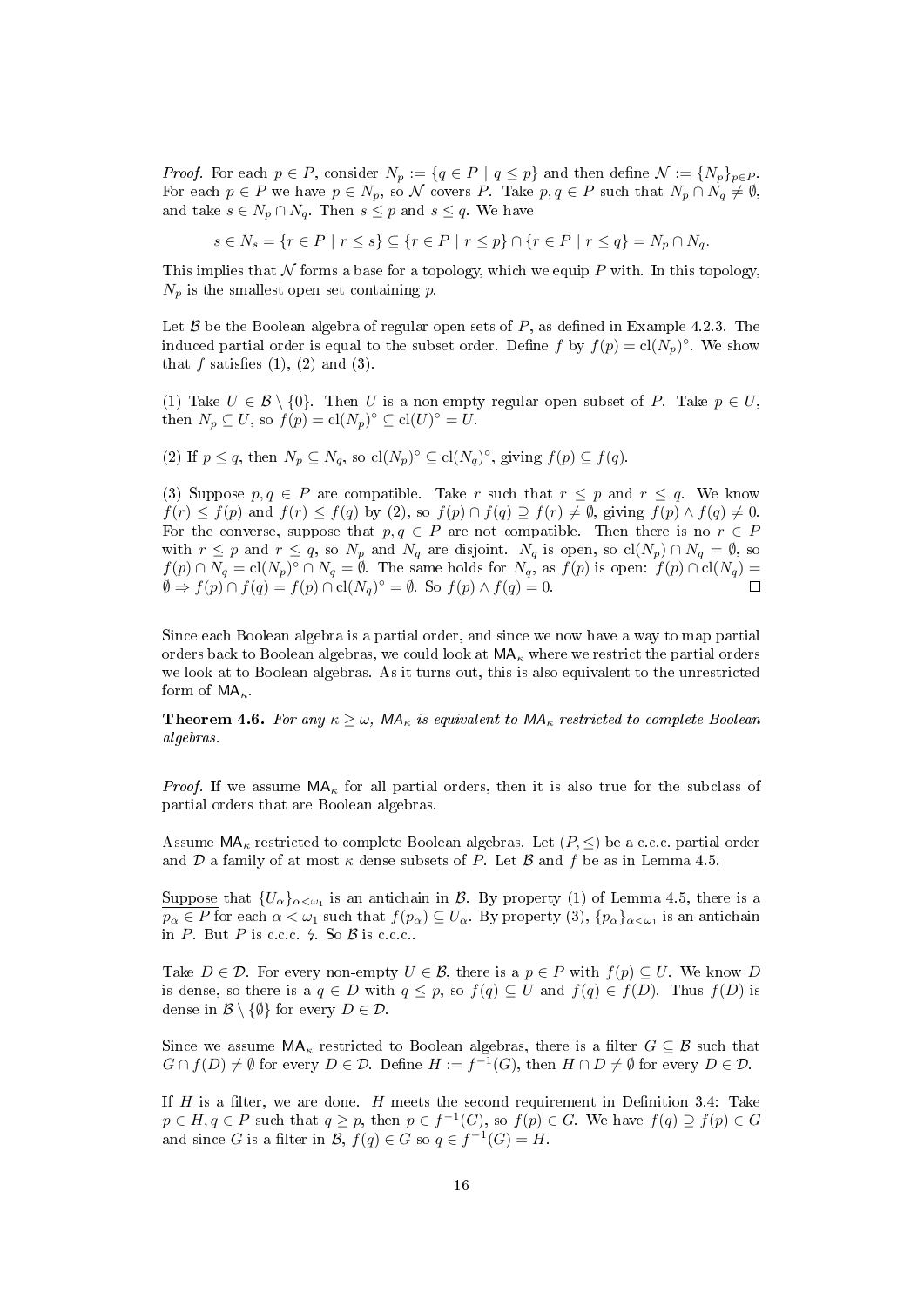*Proof.* For each $p \in P$, consider $N_p := \{q \in P \mid q \leq p\}$ and then define $\mathcal{N} := \{N_p\}_{p \in P}$. For each $p \in P$ we have $p \in N_p$, so $\mathcal{N}$ covers $P$. Take $p, q \in P$ such that $N_p \cap N_q \neq \emptyset$, and take $s \in N_p \cap N_q$. Then $s \leq p$ and $s \leq q$. We have

$$s \in N_s = \{r \in P \mid r \leq s\} \subseteq \{r \in P \mid r \leq p\} \cap \{r \in P \mid r \leq q\} = N_p \cap N_q.$$

This implies that $\mathcal{N}$ forms a base for a topology, which we equip $P$ with. In this topology, $N_p$ is the smallest open set containing $p$.

Let $\mathcal{B}$ be the Boolean algebra of regular open sets of $P$, as defined in Example 4.2.3. The induced partial order is equal to the subset order. Define $f$ by $f(p) = \text{cl}(N_p)^\circ$. We show that $f$ satisfies (1), (2) and (3).

(1) Take $U \in \mathcal{B} \setminus \{0\}$. Then $U$ is a non-empty regular open subset of $P$. Take $p \in U$, then $N_p \subseteq U$, so $f(p) = \text{cl}(N_p)^\circ \subseteq \text{cl}(U)^\circ = U$.

(2) If $p \leq q$, then $N_p \subseteq N_q$, so $\text{cl}(N_p)^\circ \subseteq \text{cl}(N_q)^\circ$, giving $f(p) \subseteq f(q)$.

(3) Suppose $p, q \in P$ are compatible. Take $r$ such that $r \leq p$ and $r \leq q$. We know $f(r) \leq f(p)$ and $f(r) \leq f(q)$ by (2), so $f(p) \cap f(q) \supseteq f(r) \neq \emptyset$, giving $f(p) \wedge f(q) \neq 0$. For the converse, suppose that $p, q \in P$ are not compatible. Then there is no $r \in P$ with $r \leq p$ and $r \leq q$, so $N_p$ and $N_q$ are disjoint. $N_q$ is open, so $\text{cl}(N_p) \cap N_q = \emptyset$, so $f(p) \cap N_q = \text{cl}(N_p)^\circ \cap N_q = \emptyset$. The same holds for $N_q$, as $f(p)$ is open: $f(p) \cap \text{cl}(N_q) = \emptyset \Rightarrow f(p) \cap f(q) = f(p) \cap \text{cl}(N_q)^\circ = \emptyset$. So $f(p) \wedge f(q) = 0$. $\square$

Since each Boolean algebra is a partial order, and since we now have a way to map partial orders back to Boolean algebras, we could look at $\mathsf{MA}_\kappa$ where we restrict the partial orders we look at to Boolean algebras. As it turns out, this is also equivalent to the unrestricted form of $\mathsf{MA}_\kappa$.

**Theorem 4.6.** *For any $\kappa \geq \omega$, $MA_\kappa$ is equivalent to $MA_\kappa$ restricted to complete Boolean algebras.*

*Proof.* If we assume $\mathsf{MA}_\kappa$ for all partial orders, then it is also true for the subclass of partial orders that are Boolean algebras.

Assume $\mathsf{MA}_\kappa$ restricted to complete Boolean algebras. Let $(P, \leq)$ be a c.c.c. partial order and $\mathcal{D}$ a family of at most $\kappa$ dense subsets of $P$. Let $\mathcal{B}$ and $f$ be as in Lemma 4.5.

Suppose that $\{U_\alpha\}_{\alpha<\omega_1}$ is an antichain in $\mathcal{B}$. By property (1) of Lemma 4.5, there is a $p_\alpha \in P$ for each $\alpha < \omega_1$ such that $f(p_\alpha) \subseteq U_\alpha$. By property (3), $\{p_\alpha\}_{\alpha<\omega_1}$ is an antichain in $P$. But $P$ is c.c.c. $\lightning$. So $\mathcal{B}$ is c.c.c..

Take $D \in \mathcal{D}$. For every non-empty $U \in \mathcal{B}$, there is a $p \in P$ with $f(p) \subseteq U$. We know $D$ is dense, so there is a $q \in D$ with $q \leq p$, so $f(q) \subseteq U$ and $f(q) \in f(D)$. Thus $f(D)$ is dense in $\mathcal{B} \setminus \{\emptyset\}$ for every $D \in \mathcal{D}$.

Since we assume $\mathsf{MA}_\kappa$ restricted to Boolean algebras, there is a filter $G \subseteq \mathcal{B}$ such that $G \cap f(D) \neq \emptyset$ for every $D \in \mathcal{D}$. Define $H := f^{-1}(G)$, then $H \cap D \neq \emptyset$ for every $D \in \mathcal{D}$.

If $H$ is a filter, we are done. $H$ meets the second requirement in Definition 3.4: Take $p \in H, q \in P$ such that $q \geq p$, then $p \in f^{-1}(G)$, so $f(p) \in G$. We have $f(q) \supseteq f(p) \in G$ and since $G$ is a filter in $\mathcal{B}$, $f(q) \in G$ so $q \in f^{-1}(G) = H$.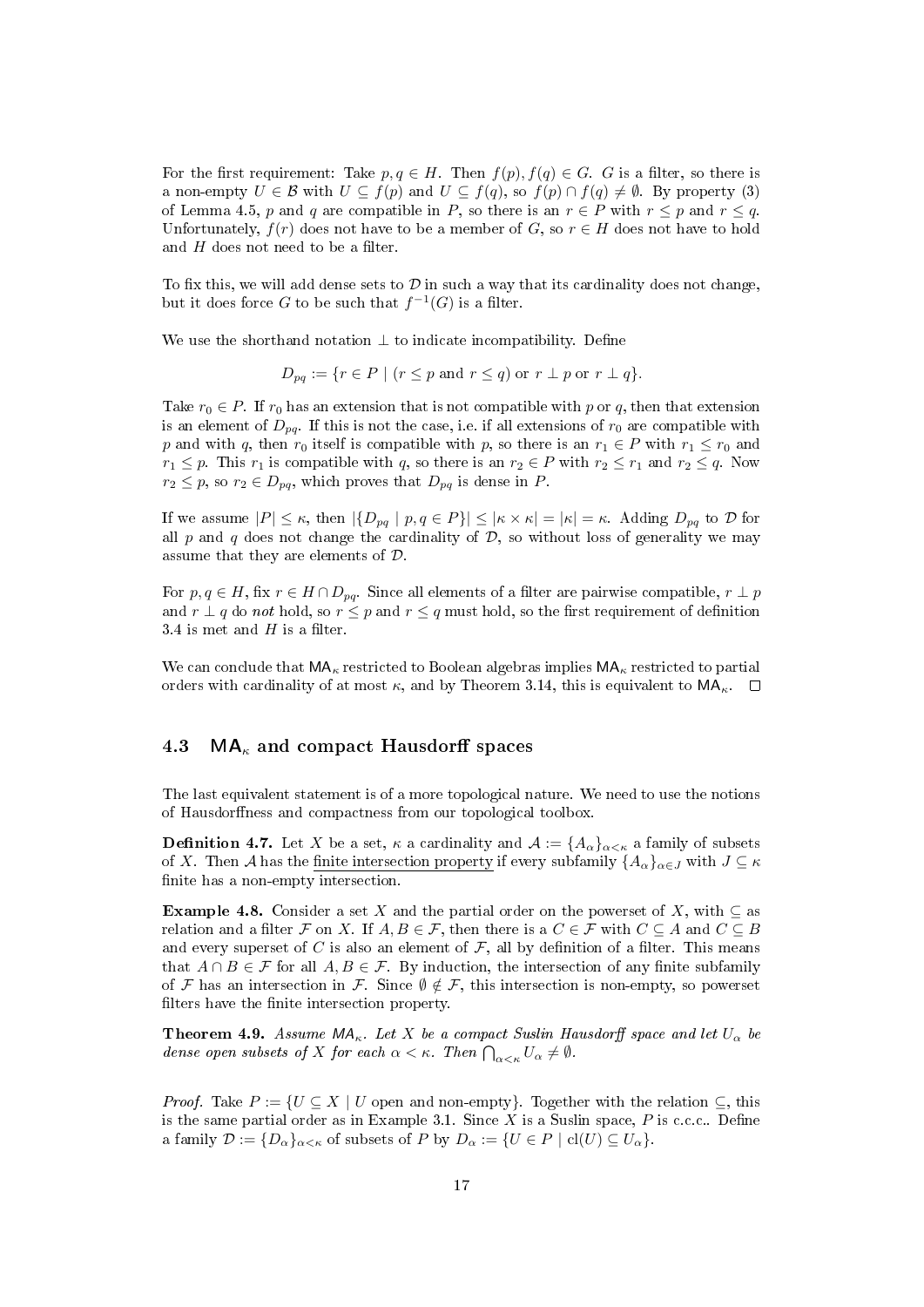For the first requirement: Take $p, q \in H$. Then $f(p), f(q) \in G$. $G$ is a filter, so there is a non-empty $U \in \mathcal{B}$ with $U \subseteq f(p)$ and $U \subseteq f(q)$, so $f(p) \cap f(q) \neq \emptyset$. By property (3) of Lemma 4.5, $p$ and $q$ are compatible in $P$, so there is an $r \in P$ with $r \leq p$ and $r \leq q$. Unfortunately, $f(r)$ does not have to be a member of $G$, so $r \in H$ does not have to hold and $H$ does not need to be a filter.

To fix this, we will add dense sets to $\mathcal{D}$ in such a way that its cardinality does not change, but it does force $G$ to be such that $f^{-1}(G)$ is a filter.

We use the shorthand notation $\perp$ to indicate incompatibility. Define

$$D_{pq} := \{r \in P \mid (r \leq p \text{ and } r \leq q) \text{ or } r \perp p \text{ or } r \perp q\}.$$

Take $r_0 \in P$. If $r_0$ has an extension that is not compatible with $p$ or $q$, then that extension is an element of $D_{pq}$. If this is not the case, i.e. if all extensions of $r_0$ are compatible with $p$ and with $q$, then $r_0$ itself is compatible with $p$, so there is an $r_1 \in P$ with $r_1 \leq r_0$ and $r_1 \leq p$. This $r_1$ is compatible with $q$, so there is an $r_2 \in P$ with $r_2 \leq r_1$ and $r_2 \leq q$. Now $r_2 \leq p$, so $r_2 \in D_{pq}$, which proves that $D_{pq}$ is dense in $P$.

If we assume $|P| \leq \kappa$, then $|\{D_{pq} \mid p, q \in P\}| \leq |\kappa \times \kappa| = |\kappa| = \kappa$. Adding $D_{pq}$ to $\mathcal{D}$ for all $p$ and $q$ does not change the cardinality of $\mathcal{D}$, so without loss of generality we may assume that they are elements of $\mathcal{D}$.

For $p, q \in H$, fix $r \in H \cap D_{pq}$. Since all elements of a filter are pairwise compatible, $r \perp p$ and $r \perp q$ do *not* hold, so $r \leq p$ and $r \leq q$ must hold, so the first requirement of definition 3.4 is met and $H$ is a filter.

We can conclude that $\mathsf{MA}_\kappa$ restricted to Boolean algebras implies $\mathsf{MA}_\kappa$ restricted to partial orders with cardinality of at most $\kappa$, and by Theorem 3.14, this is equivalent to $\mathsf{MA}_\kappa$. $\square$

## 4.3 $\mathsf{MA}_\kappa$ and compact Hausdorff spaces

The last equivalent statement is of a more topological nature. We need to use the notions of Hausdorffness and compactness from our topological toolbox.

**Definition 4.7.** Let $X$ be a set, $\kappa$ a cardinality and $\mathcal{A} := \{A_\alpha\}_{\alpha<\kappa}$ a family of subsets of $X$. Then $\mathcal{A}$ has the finite intersection property if every subfamily $\{A_\alpha\}_{\alpha \in J}$ with $J \subseteq \kappa$ finite has a non-empty intersection.

**Example 4.8.** Consider a set $X$ and the partial order on the powerset of $X$, with $\subseteq$ as relation and a filter $\mathcal{F}$ on $X$. If $A, B \in \mathcal{F}$, then there is a $C \in \mathcal{F}$ with $C \subseteq A$ and $C \subseteq B$ and every superset of $C$ is also an element of $\mathcal{F}$, all by definition of a filter. This means that $A \cap B \in \mathcal{F}$ for all $A, B \in \mathcal{F}$. By induction, the intersection of any finite subfamily of $\mathcal{F}$ has an intersection in $\mathcal{F}$. Since $\emptyset \notin \mathcal{F}$, this intersection is non-empty, so powerset filters have the finite intersection property.

**Theorem 4.9.** *Assume $MA_\kappa$. Let $X$ be a compact Suslin Hausdorff space and let $U_\alpha$ be dense open subsets of $X$ for each $\alpha < \kappa$. Then $\bigcap_{\alpha<\kappa} U_\alpha \neq \emptyset$.*

*Proof.* Take $P := \{U \subseteq X \mid U \text{ open and non-empty}\}$. Together with the relation $\subseteq$, this is the same partial order as in Example 3.1. Since $X$ is a Suslin space, $P$ is c.c.c.. Define a family $\mathcal{D} := \{D_\alpha\}_{\alpha<\kappa}$ of subsets of $P$ by $D_\alpha := \{U \in P \mid \mathrm{cl}(U) \subseteq U_\alpha\}$.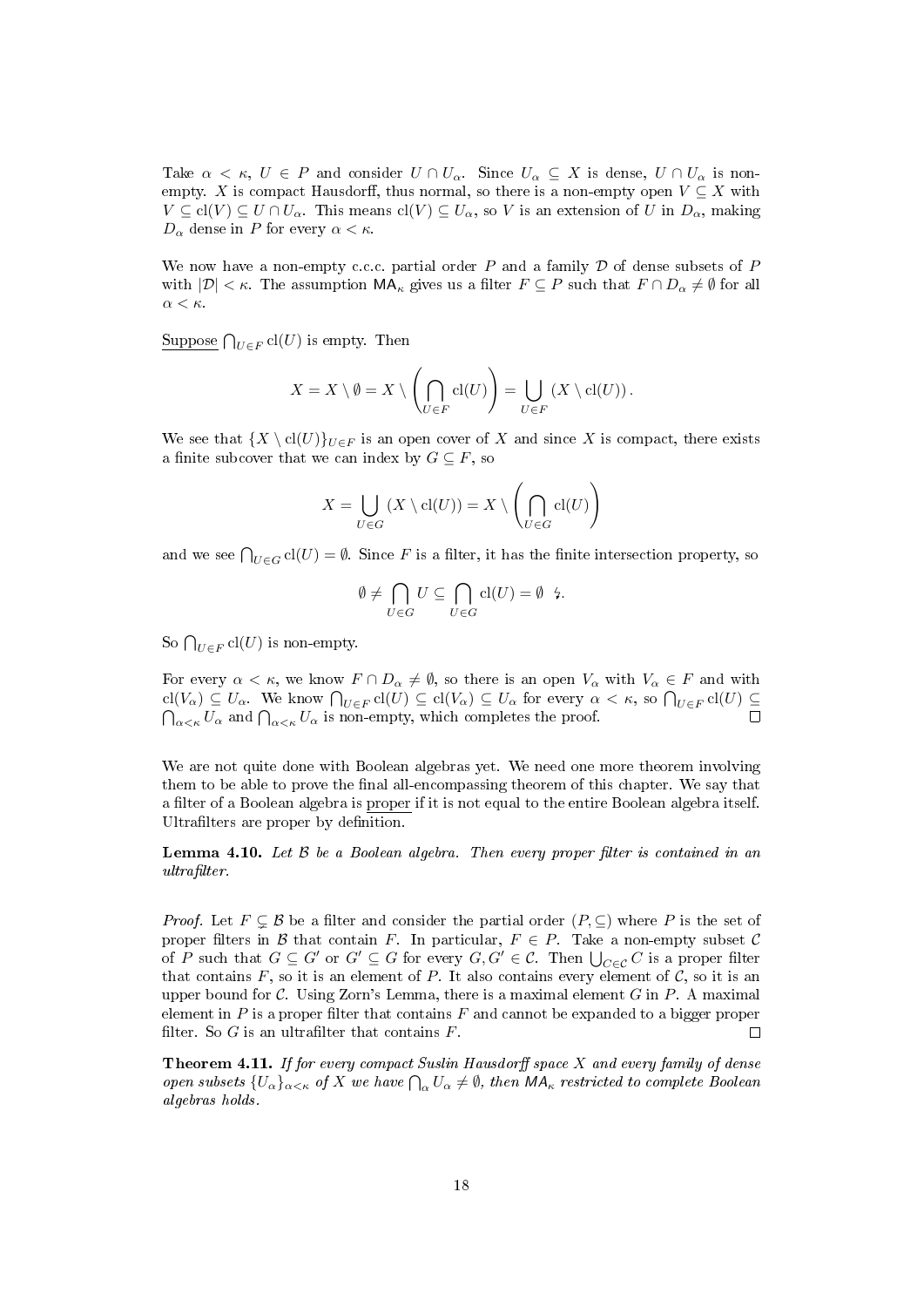Take $\alpha < \kappa$, $U \in P$ and consider $U \cap U_\alpha$. Since $U_\alpha \subseteq X$ is dense, $U \cap U_\alpha$ is non-empty. $X$ is compact Hausdorff, thus normal, so there is a non-empty open $V \subseteq X$ with $V \subseteq \text{cl}(V) \subseteq U \cap U_\alpha$. This means $\text{cl}(V) \subseteq U_\alpha$, so $V$ is an extension of $U$ in $D_\alpha$, making $D_\alpha$ dense in $P$ for every $\alpha < \kappa$.

We now have a non-empty c.c.c. partial order $P$ and a family $\mathcal{D}$ of dense subsets of $P$ with $|\mathcal{D}| < \kappa$. The assumption $\mathsf{MA}_\kappa$ gives us a filter $F \subseteq P$ such that $F \cap D_\alpha \neq \emptyset$ for all $\alpha < \kappa$.

Suppose $\bigcap_{U \in F} \text{cl}(U)$ is empty. Then

$$X = X \setminus \emptyset = X \setminus \left( \bigcap_{U \in F} \text{cl}(U) \right) = \bigcup_{U \in F} \left( X \setminus \text{cl}(U) \right).$$

We see that $\{X \setminus \text{cl}(U)\}_{U \in F}$ is an open cover of $X$ and since $X$ is compact, there exists a finite subcover that we can index by $G \subseteq F$, so

$$X = \bigcup_{U \in G} \left( X \setminus \text{cl}(U) \right) = X \setminus \left( \bigcap_{U \in G} \text{cl}(U) \right)$$

and we see $\bigcap_{U \in G} \text{cl}(U) = \emptyset$. Since $F$ is a filter, it has the finite intersection property, so

$$\emptyset \neq \bigcap_{U \in G} U \subseteq \bigcap_{U \in G} \text{cl}(U) = \emptyset \;\; ↯.$$

So $\bigcap_{U \in F} \text{cl}(U)$ is non-empty.

For every $\alpha < \kappa$, we know $F \cap D_\alpha \neq \emptyset$, so there is an open $V_\alpha$ with $V_\alpha \in F$ and with $\text{cl}(V_\alpha) \subseteq U_\alpha$. We know $\bigcap_{U \in F} \text{cl}(U) \subseteq \text{cl}(V_\alpha) \subseteq U_\alpha$ for every $\alpha < \kappa$, so $\bigcap_{U \in F} \text{cl}(U) \subseteq \bigcap_{\alpha < \kappa} U_\alpha$ and $\bigcap_{\alpha < \kappa} U_\alpha$ is non-empty, which completes the proof. □

We are not quite done with Boolean algebras yet. We need one more theorem involving them to be able to prove the final all-encompassing theorem of this chapter. We say that a filter of a Boolean algebra is proper if it is not equal to the entire Boolean algebra itself. Ultrafilters are proper by definition.

**Lemma 4.10.** *Let $\mathcal{B}$ be a Boolean algebra. Then every proper filter is contained in an ultrafilter.*

*Proof.* Let $F \subsetneq \mathcal{B}$ be a filter and consider the partial order $(P, \subseteq)$ where $P$ is the set of proper filters in $\mathcal{B}$ that contain $F$. In particular, $F \in P$. Take a non-empty subset $\mathcal{C}$ of $P$ such that $G \subseteq G'$ or $G' \subseteq G$ for every $G, G' \in \mathcal{C}$. Then $\bigcup_{C \in \mathcal{C}} C$ is a proper filter that contains $F$, so it is an element of $P$. It also contains every element of $\mathcal{C}$, so it is an upper bound for $\mathcal{C}$. Using Zorn's Lemma, there is a maximal element $G$ in $P$. A maximal element in $P$ is a proper filter that contains $F$ and cannot be expanded to a bigger proper filter. So $G$ is an ultrafilter that contains $F$. □

**Theorem 4.11.** *If for every compact Suslin Hausdorff space $X$ and every family of dense open subsets $\{U_\alpha\}_{\alpha<\kappa}$ of $X$ we have $\bigcap_\alpha U_\alpha \neq \emptyset$, then $\mathsf{MA}_\kappa$ restricted to complete Boolean algebras holds.*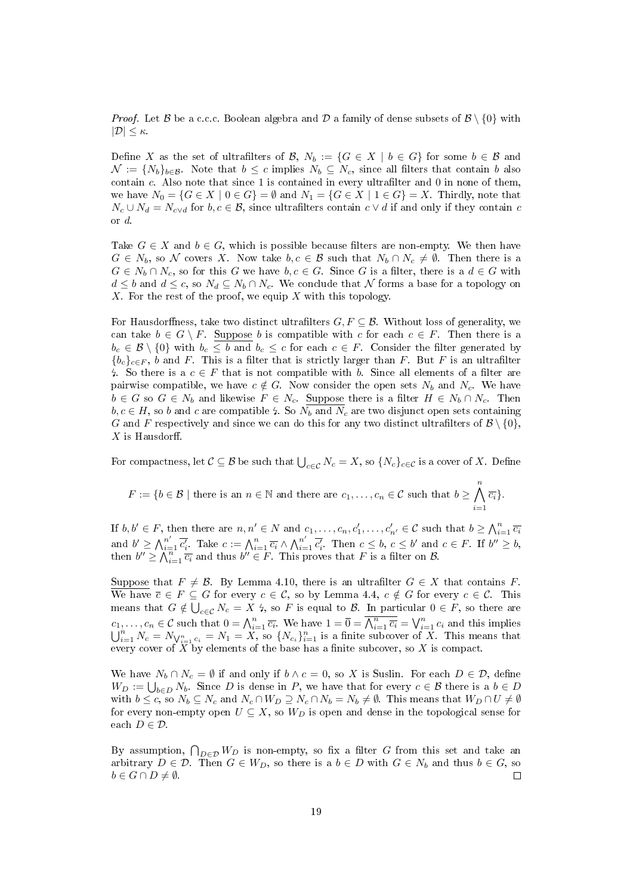*Proof.* Let $\mathcal{B}$ be a c.c.c. Boolean algebra and $\mathcal{D}$ a family of dense subsets of $\mathcal{B} \setminus \{0\}$ with $|\mathcal{D}| \leq \kappa$.

Define $X$ as the set of ultrafilters of $\mathcal{B}$, $N_b := \{G \in X \mid b \in G\}$ for some $b \in \mathcal{B}$ and $\mathcal{N} := \{N_b\}_{b \in \mathcal{B}}$. Note that $b \leq c$ implies $N_b \subseteq N_c$, since all filters that contain $b$ also contain $c$. Also note that since 1 is contained in every ultrafilter and 0 in none of them, we have $N_0 = \{G \in X \mid 0 \in G\} = \emptyset$ and $N_1 = \{G \in X \mid 1 \in G\} = X$. Thirdly, note that $N_c \cup N_d = N_{c \vee d}$ for $b, c \in \mathcal{B}$, since ultrafilters contain $c \vee d$ if and only if they contain $c$ or $d$.

Take $G \in X$ and $b \in G$, which is possible because filters are non-empty. We then have $G \in N_b$, so $\mathcal{N}$ covers $X$. Now take $b, c \in \mathcal{B}$ such that $N_b \cap N_c \neq \emptyset$. Then there is a $G \in N_b \cap N_c$, so for this $G$ we have $b, c \in G$. Since $G$ is a filter, there is a $d \in G$ with $d \leq b$ and $d \leq c$, so $N_d \subseteq N_b \cap N_c$. We conclude that $\mathcal{N}$ forms a base for a topology on $X$. For the rest of the proof, we equip $X$ with this topology.

For Hausdorffness, take two distinct ultrafilters $G, F \subseteq \mathcal{B}$. Without loss of generality, we can take $b \in G \setminus F$. Suppose $b$ is compatible with $c$ for each $c \in F$. Then there is a $b_c \in \mathcal{B} \setminus \{0\}$ with $b_c \leq b$ and $b_c \leq c$ for each $c \in F$. Consider the filter generated by $\{b_c\}_{c \in F}$, $b$ and $F$. This is a filter that is strictly larger than $F$. But $F$ is an ultrafilter $\lightning$. So there is a $c \in F$ that is not compatible with $b$. Since all elements of a filter are pairwise compatible, we have $c \notin G$. Now consider the open sets $N_b$ and $N_c$. We have $b \in G$ so $G \in N_b$ and likewise $F \in N_c$. Suppose there is a filter $H \in N_b \cap N_c$. Then $b, c \in H$, so $b$ and $c$ are compatible $\lightning$. So $N_b$ and $N_c$ are two disjunct open sets containing $G$ and $F$ respectively and since we can do this for any two distinct ultrafilters of $\mathcal{B} \setminus \{0\}$, $X$ is Hausdorff.

For compactness, let $\mathcal{C} \subseteq \mathcal{B}$ be such that $\bigcup_{c \in \mathcal{C}} N_c = X$, so $\{N_c\}_{c \in \mathcal{C}}$ is a cover of $X$. Define

$$F := \{b \in \mathcal{B} \mid \text{there is an } n \in \mathbb{N} \text{ and there are } c_1, \ldots, c_n \in \mathcal{C} \text{ such that } b \geq \bigwedge_{i=1}^{n} \overline{c_i}\}.$$

If $b, b' \in F$, then there are $n, n' \in N$ and $c_1, \ldots, c_n, c'_1, \ldots, c'_{n'} \in \mathcal{C}$ such that $b \geq \bigwedge_{i=1}^{n} \overline{c_i}$ and $b' \geq \bigwedge_{i=1}^{n'} \overline{c'_i}$. Take $c := \bigwedge_{i=1}^{n} \overline{c_i} \wedge \bigwedge_{i=1}^{n'} \overline{c'_i}$. Then $c \leq b$, $c \leq b'$ and $c \in F$. If $b'' \geq b$, then $b'' \geq \bigwedge_{i=1}^{n} \overline{c_i}$ and thus $b'' \in F$. This proves that $F$ is a filter on $\mathcal{B}$.

Suppose that $F \neq \mathcal{B}$. By Lemma 4.10, there is an ultrafilter $G \in X$ that contains $F$. We have $\overline{c} \in F \subseteq G$ for every $c \in \mathcal{C}$, so by Lemma 4.4, $c \notin G$ for every $c \in \mathcal{C}$. This means that $G \notin \bigcup_{c \in \mathcal{C}} N_c = X$ $\lightning$, so $F$ is equal to $\mathcal{B}$. In particular $0 \in F$, so there are $c_1, \ldots, c_n \in \mathcal{C}$ such that $0 = \bigwedge_{i=1}^{n} \overline{c_i}$. We have $1 = \overline{0} = \overline{\bigwedge_{i=1}^{n} \overline{c_i}} = \bigvee_{i=1}^{n} c_i$ and this implies $\bigcup_{i=1}^{n} N_c = N_{\bigvee_{i=1}^{n} c_i} = N_1 = X$, so $\{N_{c_i}\}_{i=1}^{n}$ is a finite subcover of $X$. This means that every cover of $X$ by elements of the base has a finite subcover, so $X$ is compact.

We have $N_b \cap N_c = \emptyset$ if and only if $b \wedge c = 0$, so $X$ is Suslin. For each $D \in \mathcal{D}$, define $W_D := \bigcup_{b \in D} N_b$. Since $D$ is dense in $P$, we have that for every $c \in \mathcal{B}$ there is a $b \in D$ with $b \leq c$, so $N_b \subseteq N_c$ and $N_c \cap W_D \supseteq N_c \cap N_b = N_b \neq \emptyset$. This means that $W_D \cap U \neq \emptyset$ for every non-empty open $U \subseteq X$, so $W_D$ is open and dense in the topological sense for each $D \in \mathcal{D}$.

By assumption, $\bigcap_{D \in \mathcal{D}} W_D$ is non-empty, so fix a filter $G$ from this set and take an arbitrary $D \in \mathcal{D}$. Then $G \in W_D$, so there is a $b \in D$ with $G \in N_b$ and thus $b \in G$, so $b \in G \cap D \neq \emptyset$. $\square$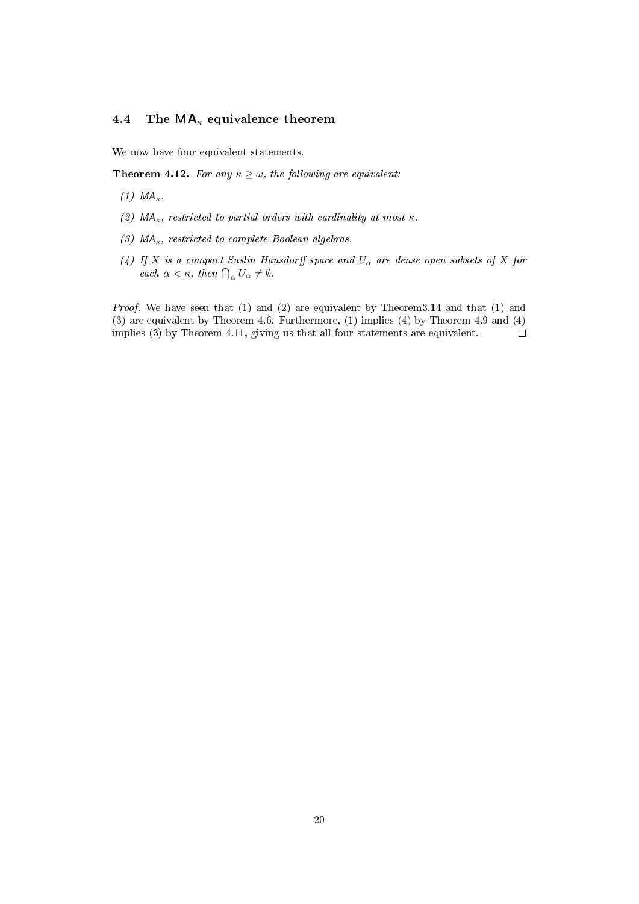### 4.4 The $\mathsf{MA}_\kappa$ equivalence theorem

We now have four equivalent statements.

**Theorem 4.12.** *For any $\kappa \geq \omega$, the following are equivalent:*

*(1) $\mathsf{MA}_\kappa$.*

*(2) $\mathsf{MA}_\kappa$, restricted to partial orders with cardinality at most $\kappa$.*

*(3) $\mathsf{MA}_\kappa$, restricted to complete Boolean algebras.*

*(4) If $X$ is a compact Suslin Hausdorff space and $U_\alpha$ are dense open subsets of $X$ for each $\alpha < \kappa$, then $\bigcap_\alpha U_\alpha \neq \emptyset$.*

*Proof.* We have seen that (1) and (2) are equivalent by Theorem3.14 and that (1) and (3) are equivalent by Theorem 4.6. Furthermore, (1) implies (4) by Theorem 4.9 and (4) implies (3) by Theorem 4.11, giving us that all four statements are equivalent. $\square$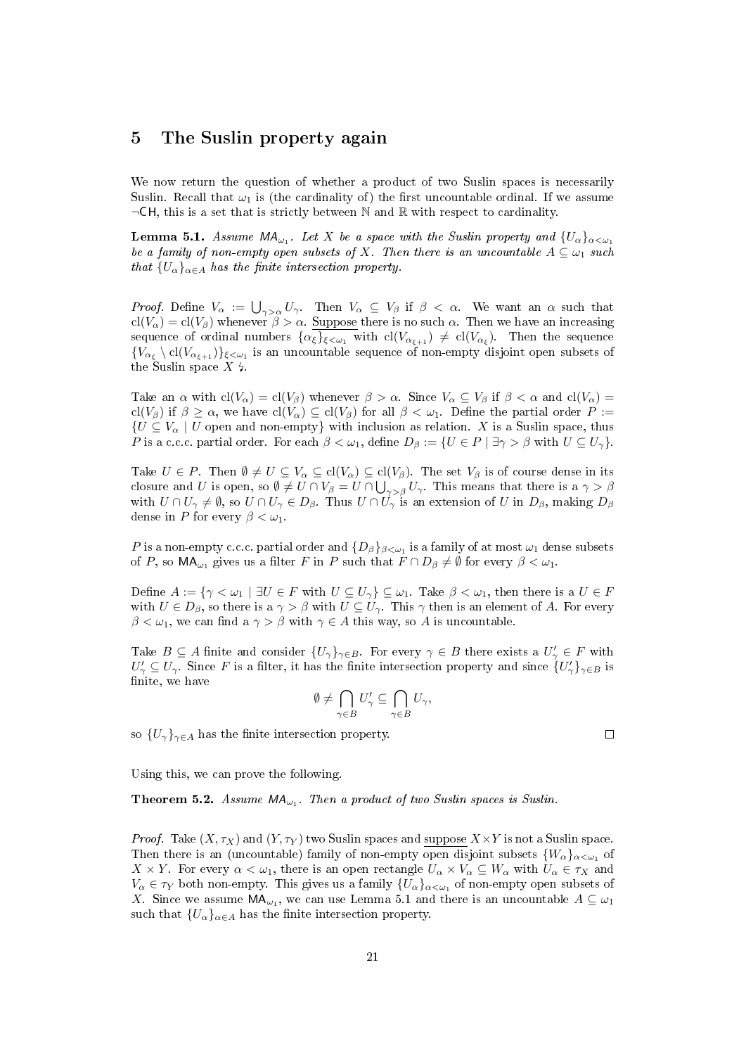## 5 The Suslin property again

We now return the question of whether a product of two Suslin spaces is necessarily Suslin. Recall that $\omega_1$ is (the cardinality of) the first uncountable ordinal. If we assume $\neg$CH, this is a set that is strictly between $\mathbb{N}$ and $\mathbb{R}$ with respect to cardinality.

**Lemma 5.1.** *Assume $\mathsf{MA}_{\omega_1}$. Let $X$ be a space with the Suslin property and $\{U_\alpha\}_{\alpha<\omega_1}$ be a family of non-empty open subsets of $X$. Then there is an uncountable $A \subseteq \omega_1$ such that $\{U_\alpha\}_{\alpha\in A}$ has the finite intersection property.*

*Proof.* Define $V_\alpha := \bigcup_{\gamma>\alpha} U_\gamma$. Then $V_\alpha \subseteq V_\beta$ if $\beta < \alpha$. We want an $\alpha$ such that $\text{cl}(V_\alpha) = \text{cl}(V_\beta)$ whenever $\beta > \alpha$. Suppose there is no such $\alpha$. Then we have an increasing sequence of ordinal numbers $\{\alpha_\xi\}_{\xi<\omega_1}$ with $\text{cl}(V_{\alpha_{\xi+1}}) \neq \text{cl}(V_{\alpha_\xi})$. Then the sequence $\{V_{\alpha_\xi} \setminus \text{cl}(V_{\alpha_{\xi+1}})\}_{\xi<\omega_1}$ is an uncountable sequence of non-empty disjoint open subsets of the Suslin space $X$ ↯.

Take an $\alpha$ with $\text{cl}(V_\alpha) = \text{cl}(V_\beta)$ whenever $\beta > \alpha$. Since $V_\alpha \subseteq V_\beta$ if $\beta < \alpha$ and $\text{cl}(V_\alpha) = \text{cl}(V_\beta)$ if $\beta \geq \alpha$, we have $\text{cl}(V_\alpha) \subseteq \text{cl}(V_\beta)$ for all $\beta < \omega_1$. Define the partial order $P := \{U \subseteq V_\alpha \mid U \text{ open and non-empty}\}$ with inclusion as relation. $X$ is a Suslin space, thus $P$ is a c.c.c. partial order. For each $\beta < \omega_1$, define $D_\beta := \{U \in P \mid \exists \gamma > \beta \text{ with } U \subseteq U_\gamma\}$.

Take $U \in P$. Then $\emptyset \neq U \subseteq V_\alpha \subseteq \text{cl}(V_\alpha) \subseteq \text{cl}(V_\beta)$. The set $V_\beta$ is of course dense in its closure and $U$ is open, so $\emptyset \neq U \cap V_\beta = U \cap \bigcup_{\gamma>\beta} U_\gamma$. This means that there is a $\gamma > \beta$ with $U \cap U_\gamma \neq \emptyset$, so $U \cap U_\gamma \in D_\beta$. Thus $U \cap U_\gamma$ is an extension of $U$ in $D_\beta$, making $D_\beta$ dense in $P$ for every $\beta < \omega_1$.

$P$ is a non-empty c.c.c. partial order and $\{D_\beta\}_{\beta<\omega_1}$ is a family of at most $\omega_1$ dense subsets of $P$, so $\mathsf{MA}_{\omega_1}$ gives us a filter $F$ in $P$ such that $F \cap D_\beta \neq \emptyset$ for every $\beta < \omega_1$.

Define $A := \{\gamma < \omega_1 \mid \exists U \in F \text{ with } U \subseteq U_\gamma\} \subseteq \omega_1$. Take $\beta < \omega_1$, then there is a $U \in F$ with $U \in D_\beta$, so there is a $\gamma > \beta$ with $U \subseteq U_\gamma$. This $\gamma$ then is an element of $A$. For every $\beta < \omega_1$, we can find a $\gamma > \beta$ with $\gamma \in A$ this way, so $A$ is uncountable.

Take $B \subseteq A$ finite and consider $\{U_\gamma\}_{\gamma\in B}$. For every $\gamma \in B$ there exists a $U'_\gamma \in F$ with $U'_\gamma \subseteq U_\gamma$. Since $F$ is a filter, it has the finite intersection property and since $\{U'_\gamma\}_{\gamma\in B}$ is finite, we have

$$\emptyset \neq \bigcap_{\gamma\in B} U'_\gamma \subseteq \bigcap_{\gamma\in B} U_\gamma,$$

so $\{U_\gamma\}_{\gamma\in A}$ has the finite intersection property. ☐

Using this, we can prove the following.

**Theorem 5.2.** *Assume $\mathsf{MA}_{\omega_1}$. Then a product of two Suslin spaces is Suslin.*

*Proof.* Take $(X, \tau_X)$ and $(Y, \tau_Y)$ two Suslin spaces and suppose $X \times Y$ is not a Suslin space. Then there is an (uncountable) family of non-empty open disjoint subsets $\{W_\alpha\}_{\alpha<\omega_1}$ of $X \times Y$. For every $\alpha < \omega_1$, there is an open rectangle $U_\alpha \times V_\alpha \subseteq W_\alpha$ with $U_\alpha \in \tau_X$ and $V_\alpha \in \tau_Y$ both non-empty. This gives us a family $\{U_\alpha\}_{\alpha<\omega_1}$ of non-empty open subsets of $X$. Since we assume $\mathsf{MA}_{\omega_1}$, we can use Lemma 5.1 and there is an uncountable $A \subseteq \omega_1$ such that $\{U_\alpha\}_{\alpha\in A}$ has the finite intersection property.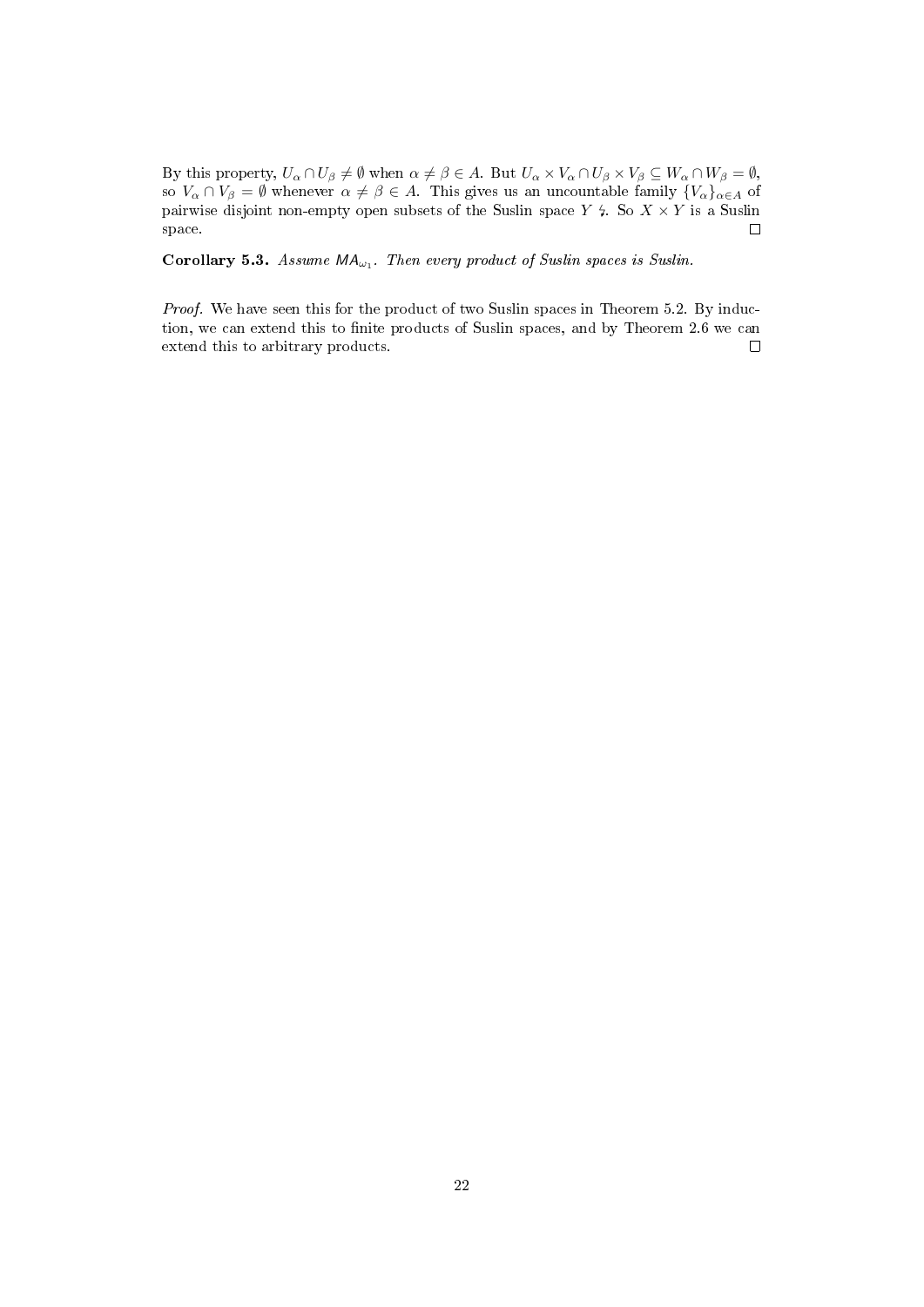By this property, $U_\alpha \cap U_\beta \neq \emptyset$ when $\alpha \neq \beta \in A$. But $U_\alpha \times V_\alpha \cap U_\beta \times V_\beta \subseteq W_\alpha \cap W_\beta = \emptyset$, so $V_\alpha \cap V_\beta = \emptyset$ whenever $\alpha \neq \beta \in A$. This gives us an uncountable family $\{V_\alpha\}_{\alpha \in A}$ of pairwise disjoint non-empty open subsets of the Suslin space $Y$ $\lightning$. So $X \times Y$ is a Suslin space. □

**Corollary 5.3.** *Assume $\mathsf{MA}_{\omega_1}$. Then every product of Suslin spaces is Suslin.*

*Proof.* We have seen this for the product of two Suslin spaces in Theorem 5.2. By induction, we can extend this to finite products of Suslin spaces, and by Theorem 2.6 we can extend this to arbitrary products. □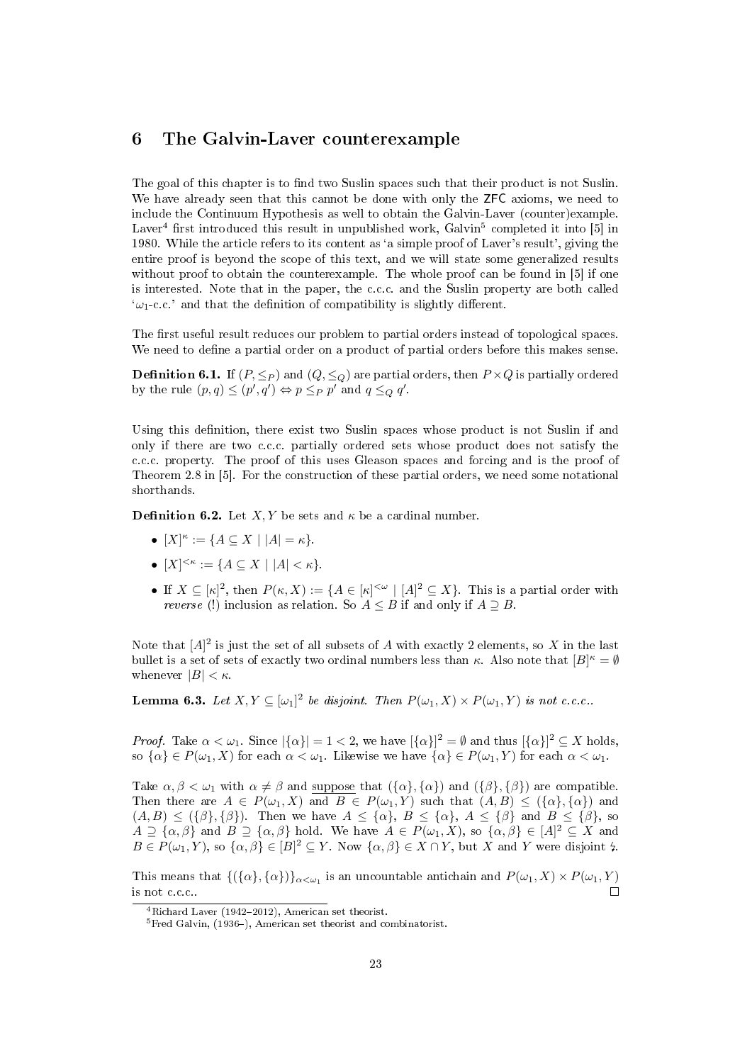## 6 The Galvin-Laver counterexample

The goal of this chapter is to find two Suslin spaces such that their product is not Suslin. We have already seen that this cannot be done with only the ZFC axioms, we need to include the Continuum Hypothesis as well to obtain the Galvin-Laver (counter)example. Laver[4] first introduced this result in unpublished work, Galvin[5] completed it into [5] in 1980. While the article refers to its content as 'a simple proof of Laver's result', giving the entire proof is beyond the scope of this text, and we will state some generalized results without proof to obtain the counterexample. The whole proof can be found in [5] if one is interested. Note that in the paper, the c.c.c. and the Suslin property are both called '$\omega_1$-c.c.' and that the definition of compatibility is slightly different.

The first useful result reduces our problem to partial orders instead of topological spaces. We need to define a partial order on a product of partial orders before this makes sense.

**Definition 6.1.** If $(P, \leq_P)$ and $(Q, \leq_Q)$ are partial orders, then $P \times Q$ is partially ordered by the rule $(p, q) \leq (p', q') \Leftrightarrow p \leq_P p'$ and $q \leq_Q q'$.

Using this definition, there exist two Suslin spaces whose product is not Suslin if and only if there are two c.c.c. partially ordered sets whose product does not satisfy the c.c.c. property. The proof of this uses Gleason spaces and forcing and is the proof of Theorem 2.8 in [5]. For the construction of these partial orders, we need some notational shorthands.

**Definition 6.2.** Let $X, Y$ be sets and $\kappa$ be a cardinal number.

- $[X]^\kappa := \{A \subseteq X \mid |A| = \kappa\}$.
- $[X]^{<\kappa} := \{A \subseteq X \mid |A| < \kappa\}$.
- If $X \subseteq [\kappa]^2$, then $P(\kappa, X) := \{A \in [\kappa]^{<\omega} \mid [A]^2 \subseteq X\}$. This is a partial order with *reverse* (!) inclusion as relation. So $A \leq B$ if and only if $A \supseteq B$.

Note that $[A]^2$ is just the set of all subsets of $A$ with exactly 2 elements, so $X$ in the last bullet is a set of sets of exactly two ordinal numbers less than $\kappa$. Also note that $[B]^\kappa = \emptyset$ whenever $|B| < \kappa$.

**Lemma 6.3.** *Let $X, Y \subseteq [\omega_1]^2$ be disjoint. Then $P(\omega_1, X) \times P(\omega_1, Y)$ is not c.c.c..*

*Proof.* Take $\alpha < \omega_1$. Since $|\{\alpha\}| = 1 < 2$, we have $[\{\alpha\}]^2 = \emptyset$ and thus $[\{\alpha\}]^2 \subseteq X$ holds, so $\{\alpha\} \in P(\omega_1, X)$ for each $\alpha < \omega_1$. Likewise we have $\{\alpha\} \in P(\omega_1, Y)$ for each $\alpha < \omega_1$.

Take $\alpha, \beta < \omega_1$ with $\alpha \neq \beta$ and suppose that $(\{\alpha\}, \{\alpha\})$ and $(\{\beta\}, \{\beta\})$ are compatible. Then there are $A \in P(\omega_1, X)$ and $B \in P(\omega_1, Y)$ such that $(A, B) \leq (\{\alpha\}, \{\alpha\})$ and $(A, B) \leq (\{\beta\}, \{\beta\})$. Then we have $A \leq \{\alpha\}$, $B \leq \{\alpha\}$, $A \leq \{\beta\}$ and $B \leq \{\beta\}$, so $A \supseteq \{\alpha, \beta\}$ and $B \supseteq \{\alpha, \beta\}$ hold. We have $A \in P(\omega_1, X)$, so $\{\alpha, \beta\} \in [A]^2 \subseteq X$ and $B \in P(\omega_1, Y)$, so $\{\alpha, \beta\} \in [B]^2 \subseteq Y$. Now $\{\alpha, \beta\} \in X \cap Y$, but $X$ and $Y$ were disjoint ↯.

This means that $\{(\{\alpha\}, \{\alpha\})\}_{\alpha<\omega_1}$ is an uncountable antichain and $P(\omega_1, X) \times P(\omega_1, Y)$ is not c.c.c.. □

[4] Richard Laver (1942–2012), American set theorist.

[5] Fred Galvin, (1936–), American set theorist and combinatorist.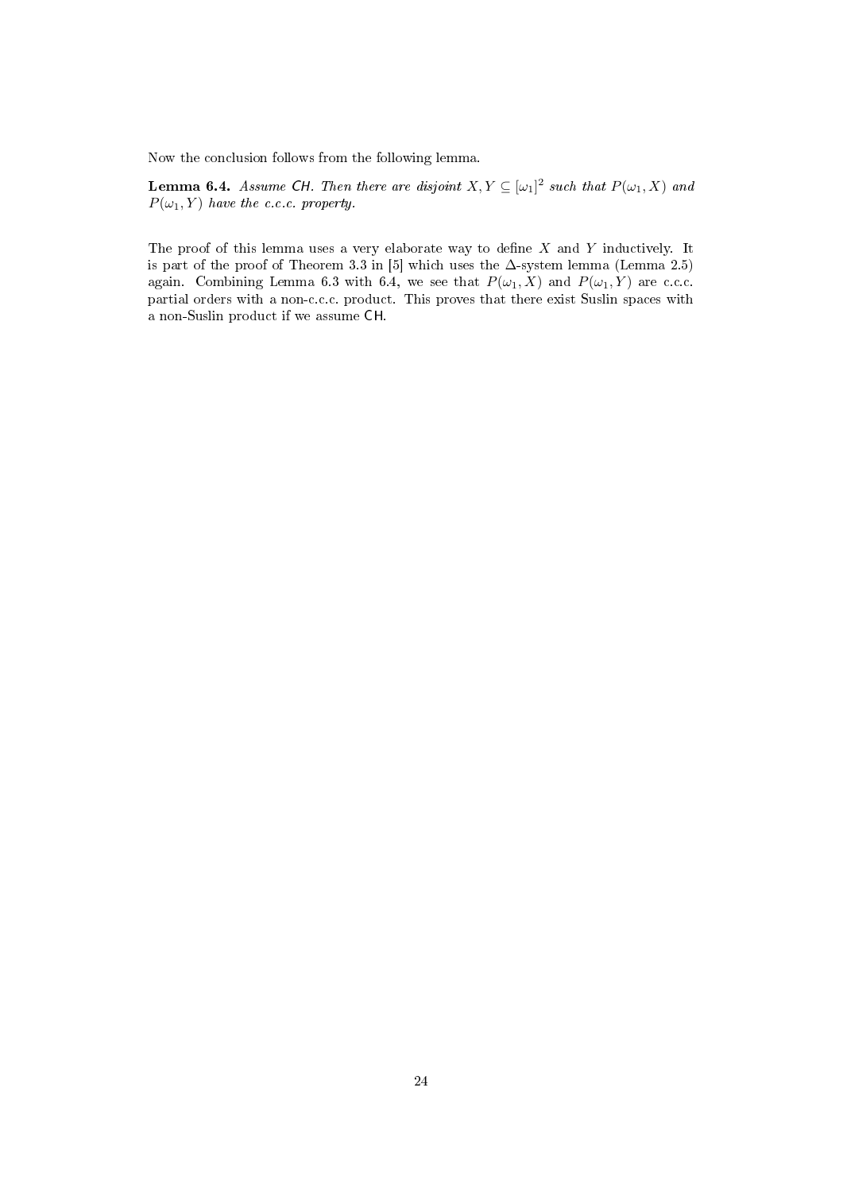Now the conclusion follows from the following lemma.

**Lemma 6.4.** *Assume* CH*. Then there are disjoint* $X, Y \subseteq [\omega_1]^2$ *such that* $P(\omega_1, X)$ *and* $P(\omega_1, Y)$ *have the c.c.c. property.*

The proof of this lemma uses a very elaborate way to define $X$ and $Y$ inductively. It is part of the proof of Theorem 3.3 in [5] which uses the $\Delta$-system lemma (Lemma 2.5) again. Combining Lemma 6.3 with 6.4, we see that $P(\omega_1, X)$ and $P(\omega_1, Y)$ are c.c.c. partial orders with a non-c.c.c. product. This proves that there exist Suslin spaces with a non-Suslin product if we assume CH.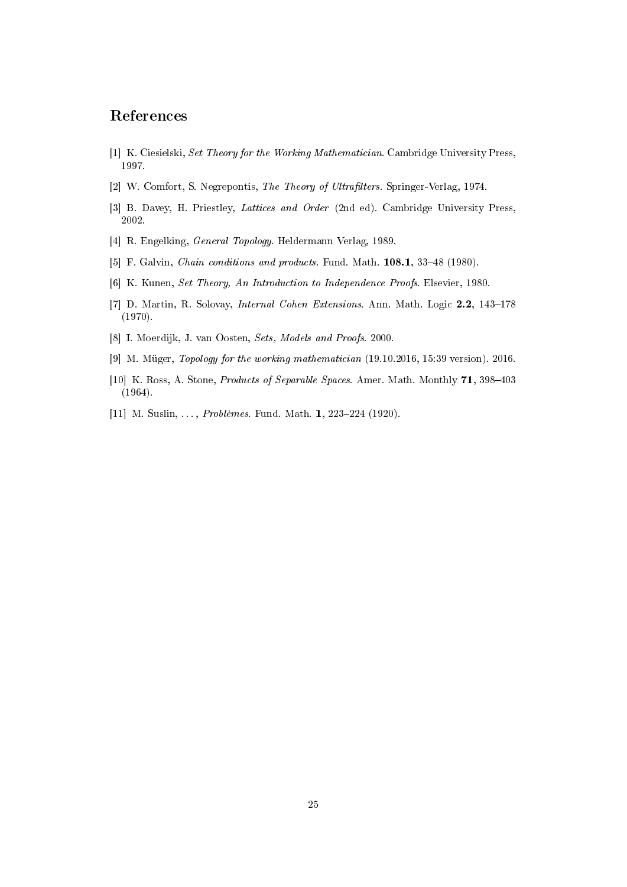# References

[1] K. Ciesielski, *Set Theory for the Working Mathematician*. Cambridge University Press, 1997.

[2] W. Comfort, S. Negrepontis, *The Theory of Ultrafilters*. Springer-Verlag, 1974.

[3] B. Davey, H. Priestley, *Lattices and Order* (2nd ed). Cambridge University Press, 2002.

[4] R. Engelking, *General Topology*. Heldermann Verlag, 1989.

[5] F. Galvin, *Chain conditions and products*. Fund. Math. **108.1**, 33–48 (1980).

[6] K. Kunen, *Set Theory, An Introduction to Independence Proofs*. Elsevier, 1980.

[7] D. Martin, R. Solovay, *Internal Cohen Extensions*. Ann. Math. Logic **2.2**, 143–178 (1970).

[8] I. Moerdijk, J. van Oosten, *Sets, Models and Proofs*. 2000.

[9] M. Müger, *Topology for the working mathematician* (19.10.2016, 15:39 version). 2016.

[10] K. Ross, A. Stone, *Products of Separable Spaces*. Amer. Math. Monthly **71**, 398–403 (1964).

[11] M. Suslin, ..., *Problèmes*. Fund. Math. **1**, 223–224 (1920).